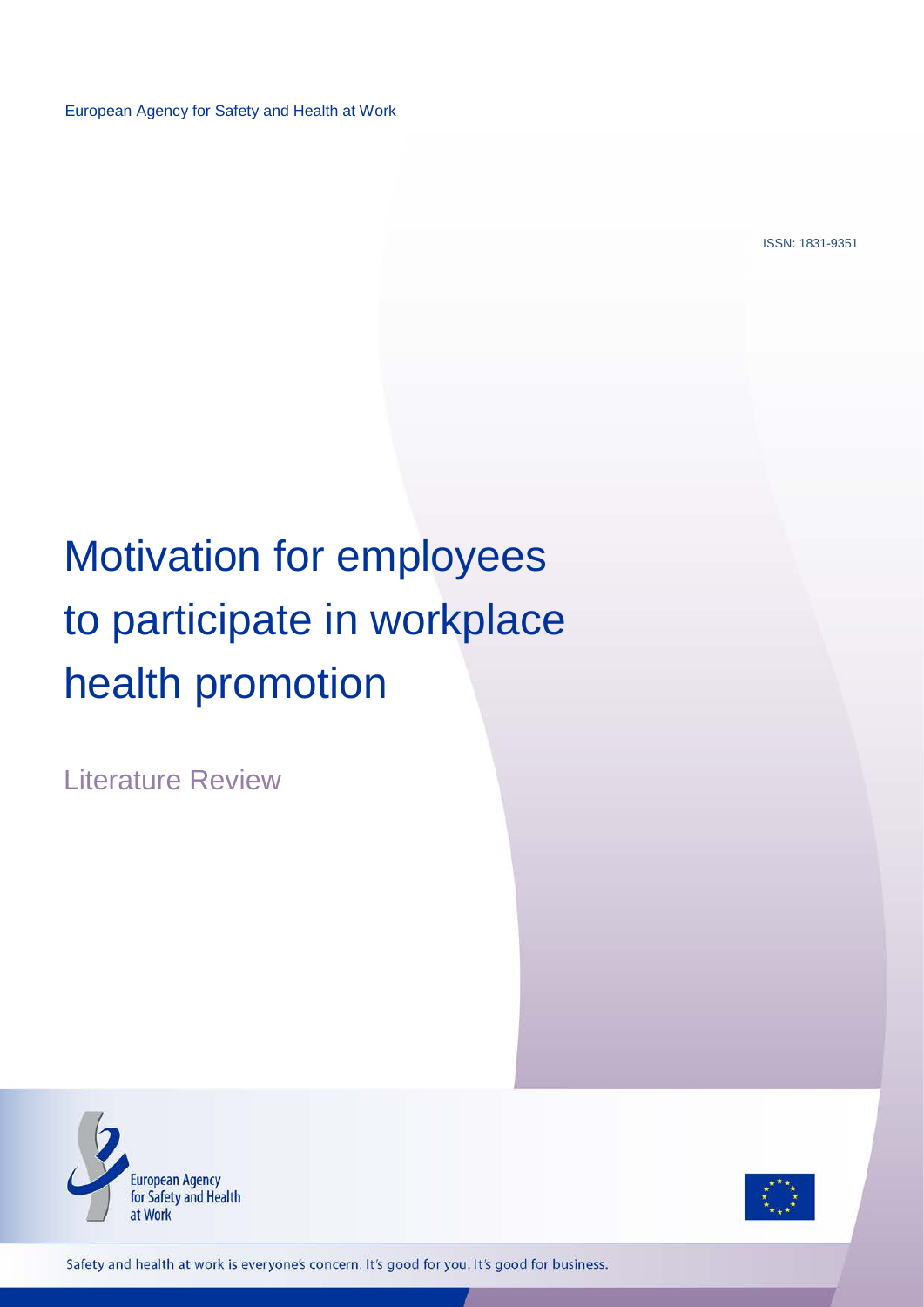European Agency for Safety and Health at Work

ISSN: 1831-9351

# Motivation for employees to participate in workplace health promotion

## Literature Review

European Agency for Safety and Health at Work

Safety and health at work is everyone's concern. It's good for you. It's good for business.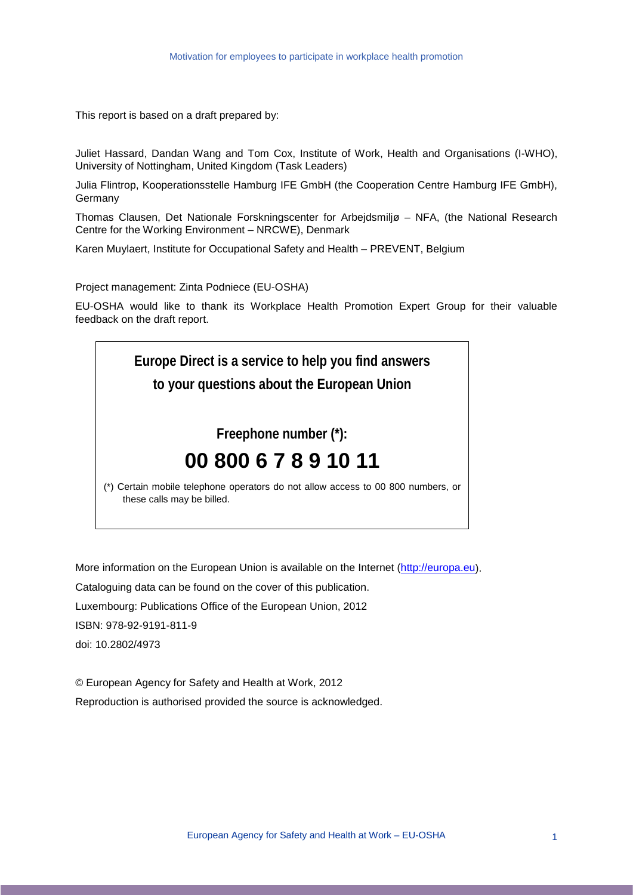This report is based on a draft prepared by:

Juliet Hassard, Dandan Wang and Tom Cox, Institute of Work, Health and Organisations (I-WHO), University of Nottingham, United Kingdom (Task Leaders)

Julia Flintrop, Kooperationsstelle Hamburg IFE GmbH (the Cooperation Centre Hamburg IFE GmbH), Germany

Thomas Clausen, Det Nationale Forskningscenter for Arbejdsmiljø – NFA, (the National Research Centre for the Working Environment – NRCWE), Denmark

Karen Muylaert, Institute for Occupational Safety and Health – PREVENT, Belgium

Project management: Zinta Podniece (EU-OSHA)

EU-OSHA would like to thank its Workplace Health Promotion Expert Group for their valuable feedback on the draft report.

**Europe Direct is a service to help you find answers to your questions about the European Union**

**Freephone number (*):**

**00 800 6 7 8 9 10 11**

(*) Certain mobile telephone operators do not allow access to 00 800 numbers, or these calls may be billed.

More information on the European Union is available on the Internet (http://europa.eu).

Cataloguing data can be found on the cover of this publication.

Luxembourg: Publications Office of the European Union, 2012

ISBN: 978-92-9191-811-9

doi: 10.2802/4973

© European Agency for Safety and Health at Work, 2012

Reproduction is authorised provided the source is acknowledged.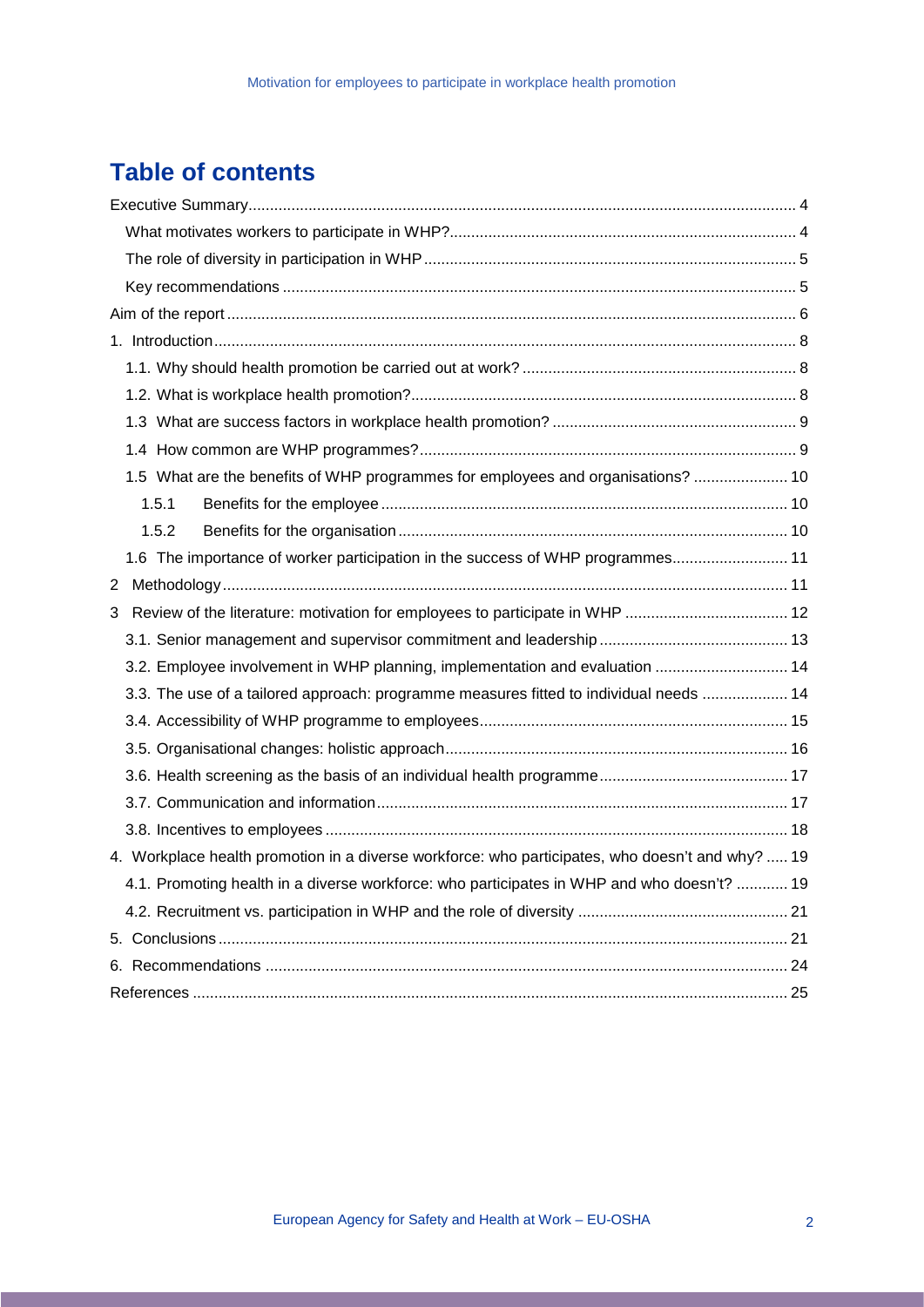# Table of contents

- Executive Summary ... 4
  - What motivates workers to participate in WHP? ... 4
  - The role of diversity in participation in WHP ... 5
  - Key recommendations ... 5
- Aim of the report ... 6
- 1. Introduction ... 8
  - 1.1. Why should health promotion be carried out at work? ... 8
  - 1.2. What is workplace health promotion? ... 8
  - 1.3 What are success factors in workplace health promotion? ... 9
  - 1.4 How common are WHP programmes? ... 9
  - 1.5 What are the benefits of WHP programmes for employees and organisations? ... 10
    - 1.5.1 Benefits for the employee ... 10
    - 1.5.2 Benefits for the organisation ... 10
  - 1.6 The importance of worker participation in the success of WHP programmes ... 11
- 2 Methodology ... 11
- 3 Review of the literature: motivation for employees to participate in WHP ... 12
  - 3.1. Senior management and supervisor commitment and leadership ... 13
  - 3.2. Employee involvement in WHP planning, implementation and evaluation ... 14
  - 3.3. The use of a tailored approach: programme measures fitted to individual needs ... 14
  - 3.4. Accessibility of WHP programme to employees ... 15
  - 3.5. Organisational changes: holistic approach ... 16
  - 3.6. Health screening as the basis of an individual health programme ... 17
  - 3.7. Communication and information ... 17
  - 3.8. Incentives to employees ... 18
- 4. Workplace health promotion in a diverse workforce: who participates, who doesn't and why? ... 19
  - 4.1. Promoting health in a diverse workforce: who participates in WHP and who doesn't? ... 19
  - 4.2. Recruitment vs. participation in WHP and the role of diversity ... 21
- 5. Conclusions ... 21
- 6. Recommendations ... 24
- References ... 25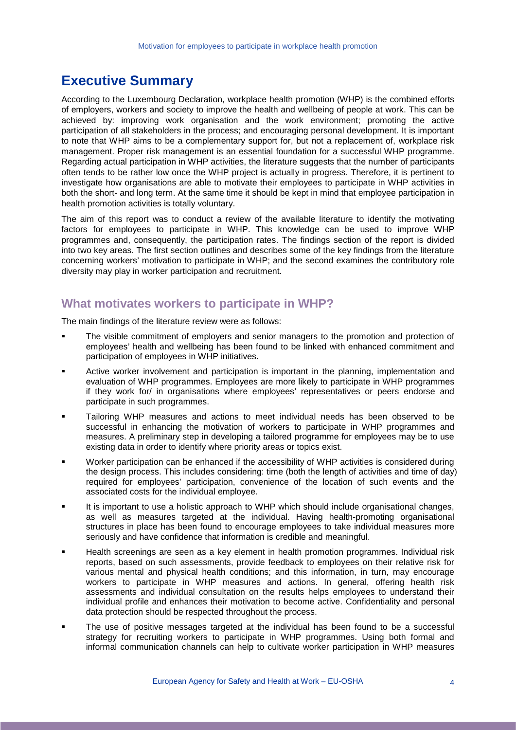# Executive Summary

According to the Luxembourg Declaration, workplace health promotion (WHP) is the combined efforts of employers, workers and society to improve the health and wellbeing of people at work. This can be achieved by: improving work organisation and the work environment; promoting the active participation of all stakeholders in the process; and encouraging personal development. It is important to note that WHP aims to be a complementary support for, but not a replacement of, workplace risk management. Proper risk management is an essential foundation for a successful WHP programme. Regarding actual participation in WHP activities, the literature suggests that the number of participants often tends to be rather low once the WHP project is actually in progress. Therefore, it is pertinent to investigate how organisations are able to motivate their employees to participate in WHP activities in both the short- and long term. At the same time it should be kept in mind that employee participation in health promotion activities is totally voluntary.

The aim of this report was to conduct a review of the available literature to identify the motivating factors for employees to participate in WHP. This knowledge can be used to improve WHP programmes and, consequently, the participation rates. The findings section of the report is divided into two key areas. The first section outlines and describes some of the key findings from the literature concerning workers' motivation to participate in WHP; and the second examines the contributory role diversity may play in worker participation and recruitment.

## What motivates workers to participate in WHP?

The main findings of the literature review were as follows:

- The visible commitment of employers and senior managers to the promotion and protection of employees' health and wellbeing has been found to be linked with enhanced commitment and participation of employees in WHP initiatives.
- Active worker involvement and participation is important in the planning, implementation and evaluation of WHP programmes. Employees are more likely to participate in WHP programmes if they work for/ in organisations where employees' representatives or peers endorse and participate in such programmes.
- Tailoring WHP measures and actions to meet individual needs has been observed to be successful in enhancing the motivation of workers to participate in WHP programmes and measures. A preliminary step in developing a tailored programme for employees may be to use existing data in order to identify where priority areas or topics exist.
- Worker participation can be enhanced if the accessibility of WHP activities is considered during the design process. This includes considering: time (both the length of activities and time of day) required for employees' participation, convenience of the location of such events and the associated costs for the individual employee.
- It is important to use a holistic approach to WHP which should include organisational changes, as well as measures targeted at the individual. Having health-promoting organisational structures in place has been found to encourage employees to take individual measures more seriously and have confidence that information is credible and meaningful.
- Health screenings are seen as a key element in health promotion programmes. Individual risk reports, based on such assessments, provide feedback to employees on their relative risk for various mental and physical health conditions; and this information, in turn, may encourage workers to participate in WHP measures and actions. In general, offering health risk assessments and individual consultation on the results helps employees to understand their individual profile and enhances their motivation to become active. Confidentiality and personal data protection should be respected throughout the process.
- The use of positive messages targeted at the individual has been found to be a successful strategy for recruiting workers to participate in WHP programmes. Using both formal and informal communication channels can help to cultivate worker participation in WHP measures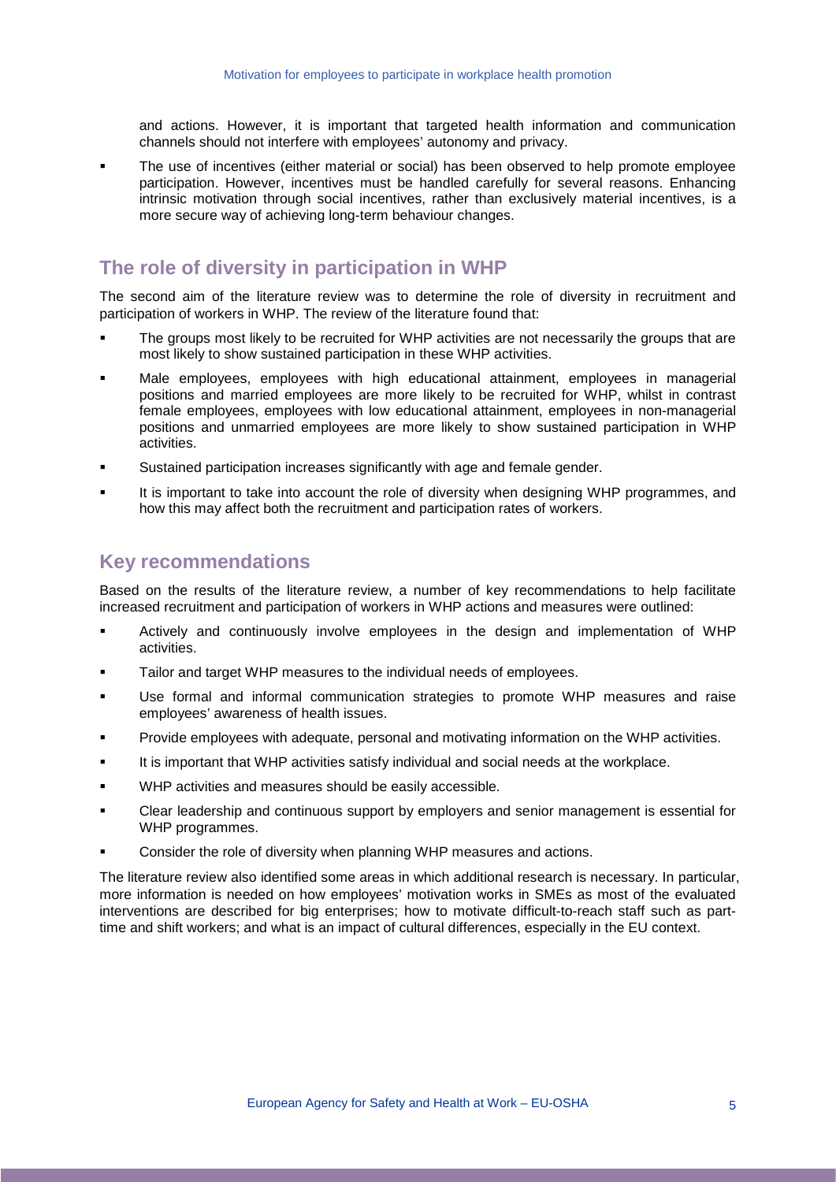and actions. However, it is important that targeted health information and communication channels should not interfere with employees' autonomy and privacy.

- The use of incentives (either material or social) has been observed to help promote employee participation. However, incentives must be handled carefully for several reasons. Enhancing intrinsic motivation through social incentives, rather than exclusively material incentives, is a more secure way of achieving long-term behaviour changes.

## The role of diversity in participation in WHP

The second aim of the literature review was to determine the role of diversity in recruitment and participation of workers in WHP. The review of the literature found that:

- The groups most likely to be recruited for WHP activities are not necessarily the groups that are most likely to show sustained participation in these WHP activities.
- Male employees, employees with high educational attainment, employees in managerial positions and married employees are more likely to be recruited for WHP, whilst in contrast female employees, employees with low educational attainment, employees in non-managerial positions and unmarried employees are more likely to show sustained participation in WHP activities.
- Sustained participation increases significantly with age and female gender.
- It is important to take into account the role of diversity when designing WHP programmes, and how this may affect both the recruitment and participation rates of workers.

## Key recommendations

Based on the results of the literature review, a number of key recommendations to help facilitate increased recruitment and participation of workers in WHP actions and measures were outlined:

- Actively and continuously involve employees in the design and implementation of WHP activities.
- Tailor and target WHP measures to the individual needs of employees.
- Use formal and informal communication strategies to promote WHP measures and raise employees' awareness of health issues.
- Provide employees with adequate, personal and motivating information on the WHP activities.
- It is important that WHP activities satisfy individual and social needs at the workplace.
- WHP activities and measures should be easily accessible.
- Clear leadership and continuous support by employers and senior management is essential for WHP programmes.
- Consider the role of diversity when planning WHP measures and actions.

The literature review also identified some areas in which additional research is necessary. In particular, more information is needed on how employees' motivation works in SMEs as most of the evaluated interventions are described for big enterprises; how to motivate difficult-to-reach staff such as part-time and shift workers; and what is an impact of cultural differences, especially in the EU context.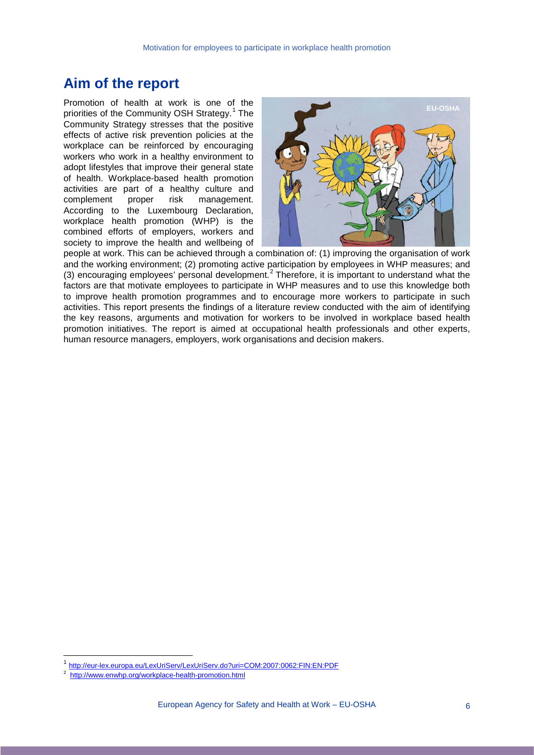## Aim of the report

Promotion of health at work is one of the priorities of the Community OSH Strategy.[1] The Community Strategy stresses that the positive effects of active risk prevention policies at the workplace can be reinforced by encouraging workers who work in a healthy environment to adopt lifestyles that improve their general state of health. Workplace-based health promotion activities are part of a healthy culture and complement proper risk management. According to the Luxembourg Declaration, workplace health promotion (WHP) is the combined efforts of employers, workers and society to improve the health and wellbeing of people at work. This can be achieved through a combination of: (1) improving the organisation of work and the working environment; (2) promoting active participation by employees in WHP measures; and (3) encouraging employees' personal development.[2] Therefore, it is important to understand what the factors are that motivate employees to participate in WHP measures and to use this knowledge both to improve health promotion programmes and to encourage more workers to participate in such activities. This report presents the findings of a literature review conducted with the aim of identifying the key reasons, arguments and motivation for workers to be involved in workplace based health promotion initiatives. The report is aimed at occupational health professionals and other experts, human resource managers, employers, work organisations and decision makers.

---

[1] http://eur-lex.europa.eu/LexUriServ/LexUriServ.do?uri=COM:2007:0062:FIN:EN:PDF

[2] http://www.enwhp.org/workplace-health-promotion.html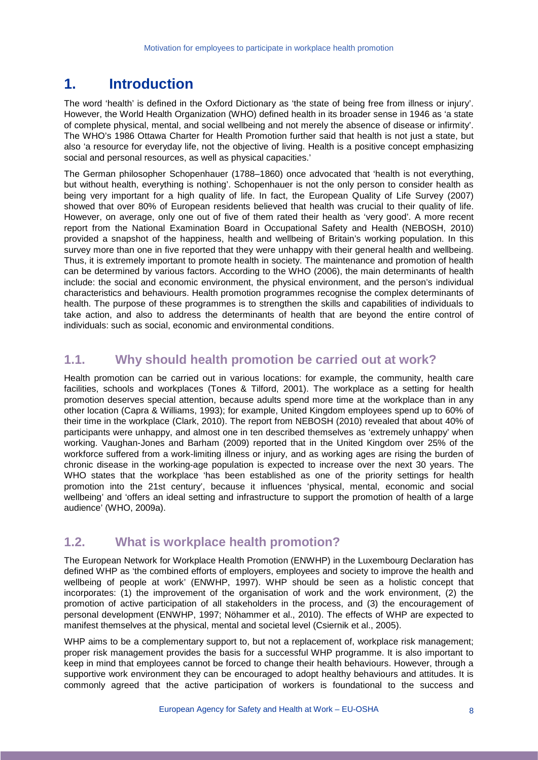# 1. Introduction

The word 'health' is defined in the Oxford Dictionary as 'the state of being free from illness or injury'. However, the World Health Organization (WHO) defined health in its broader sense in 1946 as 'a state of complete physical, mental, and social wellbeing and not merely the absence of disease or infirmity'. The WHO's 1986 Ottawa Charter for Health Promotion further said that health is not just a state, but also 'a resource for everyday life, not the objective of living. Health is a positive concept emphasizing social and personal resources, as well as physical capacities.'

The German philosopher Schopenhauer (1788–1860) once advocated that 'health is not everything, but without health, everything is nothing'. Schopenhauer is not the only person to consider health as being very important for a high quality of life. In fact, the European Quality of Life Survey (2007) showed that over 80% of European residents believed that health was crucial to their quality of life. However, on average, only one out of five of them rated their health as 'very good'. A more recent report from the National Examination Board in Occupational Safety and Health (NEBOSH, 2010) provided a snapshot of the happiness, health and wellbeing of Britain's working population. In this survey more than one in five reported that they were unhappy with their general health and wellbeing. Thus, it is extremely important to promote health in society. The maintenance and promotion of health can be determined by various factors. According to the WHO (2006), the main determinants of health include: the social and economic environment, the physical environment, and the person's individual characteristics and behaviours. Health promotion programmes recognise the complex determinants of health. The purpose of these programmes is to strengthen the skills and capabilities of individuals to take action, and also to address the determinants of health that are beyond the entire control of individuals: such as social, economic and environmental conditions.

## 1.1. Why should health promotion be carried out at work?

Health promotion can be carried out in various locations: for example, the community, health care facilities, schools and workplaces (Tones & Tilford, 2001). The workplace as a setting for health promotion deserves special attention, because adults spend more time at the workplace than in any other location (Capra & Williams, 1993); for example, United Kingdom employees spend up to 60% of their time in the workplace (Clark, 2010). The report from NEBOSH (2010) revealed that about 40% of participants were unhappy, and almost one in ten described themselves as 'extremely unhappy' when working. Vaughan-Jones and Barham (2009) reported that in the United Kingdom over 25% of the workforce suffered from a work-limiting illness or injury, and as working ages are rising the burden of chronic disease in the working-age population is expected to increase over the next 30 years. The WHO states that the workplace 'has been established as one of the priority settings for health promotion into the 21st century', because it influences 'physical, mental, economic and social wellbeing' and 'offers an ideal setting and infrastructure to support the promotion of health of a large audience' (WHO, 2009a).

## 1.2. What is workplace health promotion?

The European Network for Workplace Health Promotion (ENWHP) in the Luxembourg Declaration has defined WHP as 'the combined efforts of employers, employees and society to improve the health and wellbeing of people at work' (ENWHP, 1997). WHP should be seen as a holistic concept that incorporates: (1) the improvement of the organisation of work and the work environment, (2) the promotion of active participation of all stakeholders in the process, and (3) the encouragement of personal development (ENWHP, 1997; Nöhammer et al., 2010). The effects of WHP are expected to manifest themselves at the physical, mental and societal level (Csiernik et al., 2005).

WHP aims to be a complementary support to, but not a replacement of, workplace risk management; proper risk management provides the basis for a successful WHP programme. It is also important to keep in mind that employees cannot be forced to change their health behaviours. However, through a supportive work environment they can be encouraged to adopt healthy behaviours and attitudes. It is commonly agreed that the active participation of workers is foundational to the success and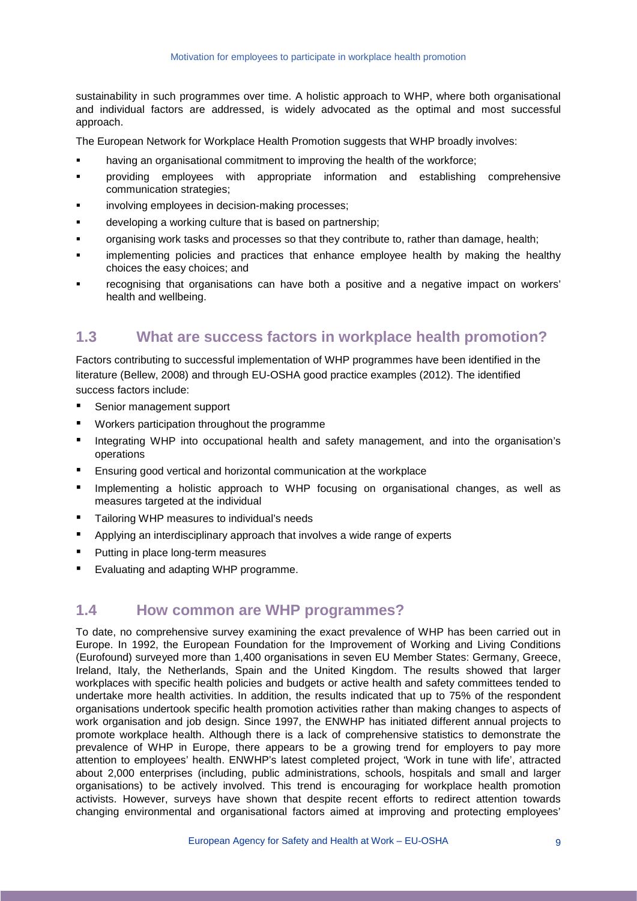sustainability in such programmes over time. A holistic approach to WHP, where both organisational and individual factors are addressed, is widely advocated as the optimal and most successful approach.

The European Network for Workplace Health Promotion suggests that WHP broadly involves:

- having an organisational commitment to improving the health of the workforce;
- providing employees with appropriate information and establishing comprehensive communication strategies;
- involving employees in decision-making processes;
- developing a working culture that is based on partnership;
- organising work tasks and processes so that they contribute to, rather than damage, health;
- implementing policies and practices that enhance employee health by making the healthy choices the easy choices; and
- recognising that organisations can have both a positive and a negative impact on workers' health and wellbeing.

## 1.3 What are success factors in workplace health promotion?

Factors contributing to successful implementation of WHP programmes have been identified in the literature (Bellew, 2008) and through EU-OSHA good practice examples (2012). The identified success factors include:

- Senior management support
- Workers participation throughout the programme
- Integrating WHP into occupational health and safety management, and into the organisation's operations
- Ensuring good vertical and horizontal communication at the workplace
- Implementing a holistic approach to WHP focusing on organisational changes, as well as measures targeted at the individual
- Tailoring WHP measures to individual's needs
- Applying an interdisciplinary approach that involves a wide range of experts
- Putting in place long-term measures
- Evaluating and adapting WHP programme.

## 1.4 How common are WHP programmes?

To date, no comprehensive survey examining the exact prevalence of WHP has been carried out in Europe. In 1992, the European Foundation for the Improvement of Working and Living Conditions (Eurofound) surveyed more than 1,400 organisations in seven EU Member States: Germany, Greece, Ireland, Italy, the Netherlands, Spain and the United Kingdom. The results showed that larger workplaces with specific health policies and budgets or active health and safety committees tended to undertake more health activities. In addition, the results indicated that up to 75% of the respondent organisations undertook specific health promotion activities rather than making changes to aspects of work organisation and job design. Since 1997, the ENWHP has initiated different annual projects to promote workplace health. Although there is a lack of comprehensive statistics to demonstrate the prevalence of WHP in Europe, there appears to be a growing trend for employers to pay more attention to employees' health. ENWHP's latest completed project, 'Work in tune with life', attracted about 2,000 enterprises (including, public administrations, schools, hospitals and small and larger organisations) to be actively involved. This trend is encouraging for workplace health promotion activists. However, surveys have shown that despite recent efforts to redirect attention towards changing environmental and organisational factors aimed at improving and protecting employees'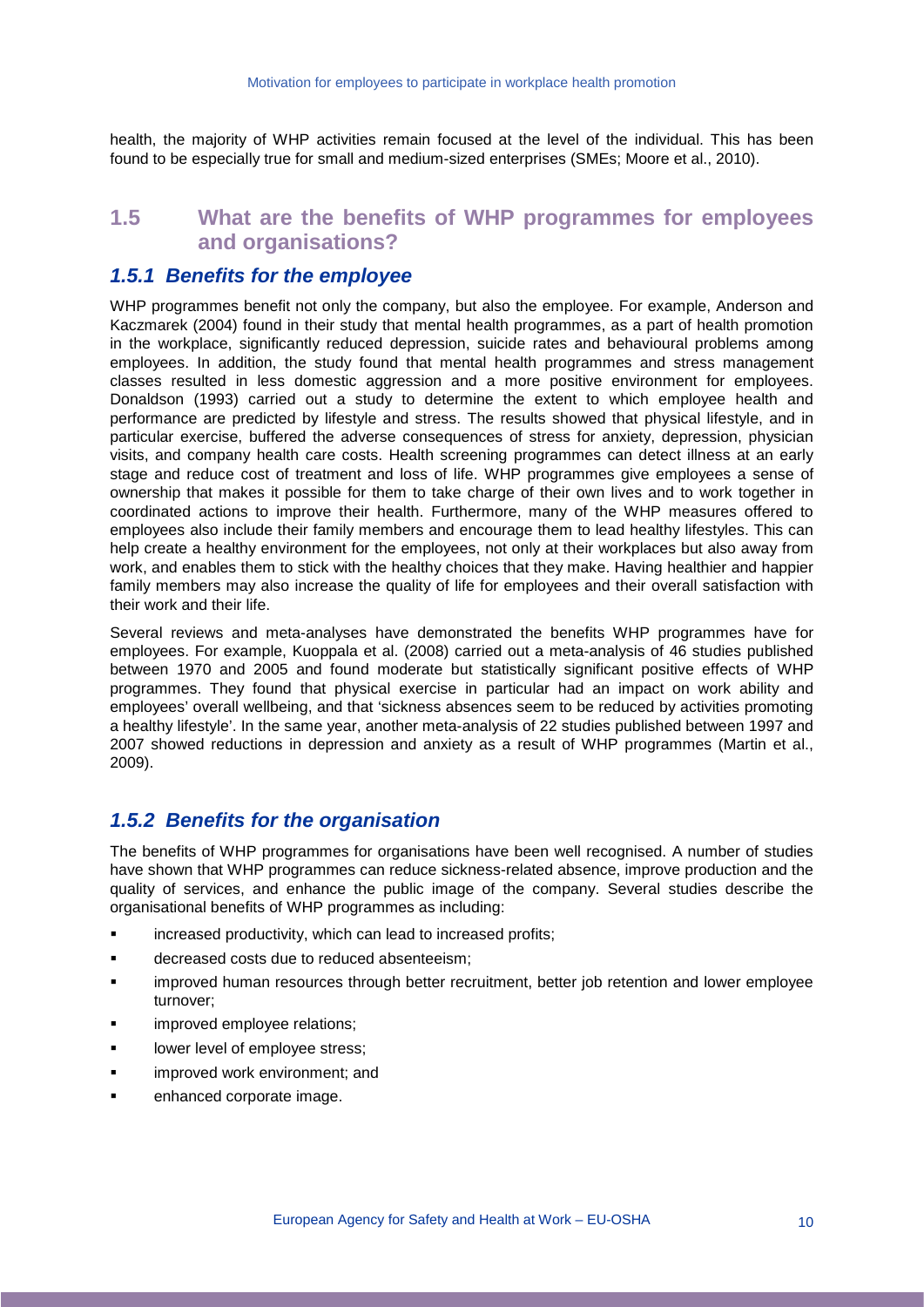health, the majority of WHP activities remain focused at the level of the individual. This has been found to be especially true for small and medium-sized enterprises (SMEs; Moore et al., 2010).

## 1.5 What are the benefits of WHP programmes for employees and organisations?

### *1.5.1 Benefits for the employee*

WHP programmes benefit not only the company, but also the employee. For example, Anderson and Kaczmarek (2004) found in their study that mental health programmes, as a part of health promotion in the workplace, significantly reduced depression, suicide rates and behavioural problems among employees. In addition, the study found that mental health programmes and stress management classes resulted in less domestic aggression and a more positive environment for employees. Donaldson (1993) carried out a study to determine the extent to which employee health and performance are predicted by lifestyle and stress. The results showed that physical lifestyle, and in particular exercise, buffered the adverse consequences of stress for anxiety, depression, physician visits, and company health care costs. Health screening programmes can detect illness at an early stage and reduce cost of treatment and loss of life. WHP programmes give employees a sense of ownership that makes it possible for them to take charge of their own lives and to work together in coordinated actions to improve their health. Furthermore, many of the WHP measures offered to employees also include their family members and encourage them to lead healthy lifestyles. This can help create a healthy environment for the employees, not only at their workplaces but also away from work, and enables them to stick with the healthy choices that they make. Having healthier and happier family members may also increase the quality of life for employees and their overall satisfaction with their work and their life.

Several reviews and meta-analyses have demonstrated the benefits WHP programmes have for employees. For example, Kuoppala et al. (2008) carried out a meta-analysis of 46 studies published between 1970 and 2005 and found moderate but statistically significant positive effects of WHP programmes. They found that physical exercise in particular had an impact on work ability and employees' overall wellbeing, and that 'sickness absences seem to be reduced by activities promoting a healthy lifestyle'. In the same year, another meta-analysis of 22 studies published between 1997 and 2007 showed reductions in depression and anxiety as a result of WHP programmes (Martin et al., 2009).

### *1.5.2 Benefits for the organisation*

The benefits of WHP programmes for organisations have been well recognised. A number of studies have shown that WHP programmes can reduce sickness-related absence, improve production and the quality of services, and enhance the public image of the company. Several studies describe the organisational benefits of WHP programmes as including:

- increased productivity, which can lead to increased profits;
- decreased costs due to reduced absenteeism;
- improved human resources through better recruitment, better job retention and lower employee turnover;
- improved employee relations;
- lower level of employee stress;
- improved work environment; and
- enhanced corporate image.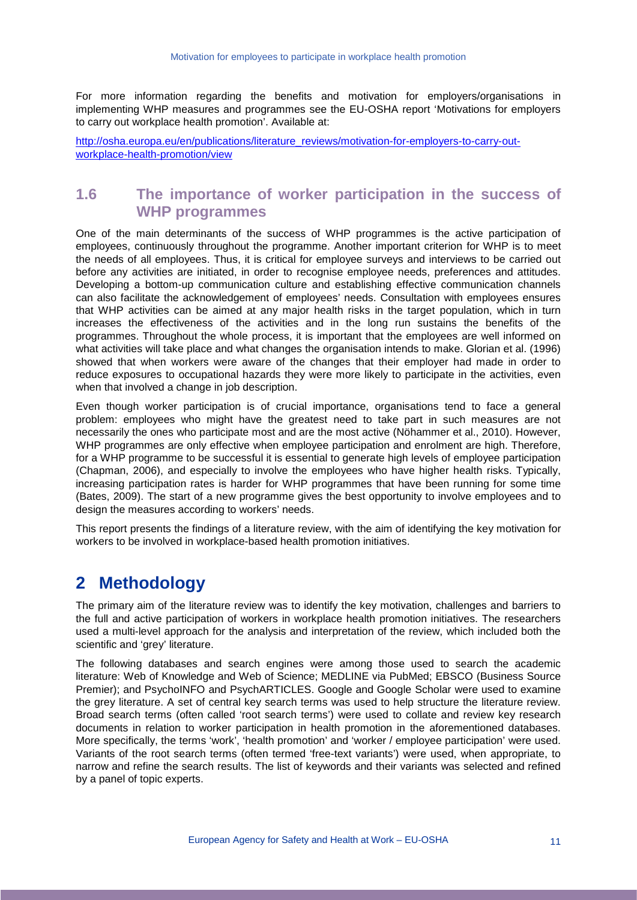For more information regarding the benefits and motivation for employers/organisations in implementing WHP measures and programmes see the EU-OSHA report 'Motivations for employers to carry out workplace health promotion'. Available at:

http://osha.europa.eu/en/publications/literature_reviews/motivation-for-employers-to-carry-out-workplace-health-promotion/view

## 1.6 The importance of worker participation in the success of WHP programmes

One of the main determinants of the success of WHP programmes is the active participation of employees, continuously throughout the programme. Another important criterion for WHP is to meet the needs of all employees. Thus, it is critical for employee surveys and interviews to be carried out before any activities are initiated, in order to recognise employee needs, preferences and attitudes. Developing a bottom-up communication culture and establishing effective communication channels can also facilitate the acknowledgement of employees' needs. Consultation with employees ensures that WHP activities can be aimed at any major health risks in the target population, which in turn increases the effectiveness of the activities and in the long run sustains the benefits of the programmes. Throughout the whole process, it is important that the employees are well informed on what activities will take place and what changes the organisation intends to make. Glorian et al. (1996) showed that when workers were aware of the changes that their employer had made in order to reduce exposures to occupational hazards they were more likely to participate in the activities, even when that involved a change in job description.

Even though worker participation is of crucial importance, organisations tend to face a general problem: employees who might have the greatest need to take part in such measures are not necessarily the ones who participate most and are the most active (Nöhammer et al., 2010). However, WHP programmes are only effective when employee participation and enrolment are high. Therefore, for a WHP programme to be successful it is essential to generate high levels of employee participation (Chapman, 2006), and especially to involve the employees who have higher health risks. Typically, increasing participation rates is harder for WHP programmes that have been running for some time (Bates, 2009). The start of a new programme gives the best opportunity to involve employees and to design the measures according to workers' needs.

This report presents the findings of a literature review, with the aim of identifying the key motivation for workers to be involved in workplace-based health promotion initiatives.

# 2 Methodology

The primary aim of the literature review was to identify the key motivation, challenges and barriers to the full and active participation of workers in workplace health promotion initiatives. The researchers used a multi-level approach for the analysis and interpretation of the review, which included both the scientific and 'grey' literature.

The following databases and search engines were among those used to search the academic literature: Web of Knowledge and Web of Science; MEDLINE via PubMed; EBSCO (Business Source Premier); and PsychoINFO and PsychARTICLES. Google and Google Scholar were used to examine the grey literature. A set of central key search terms was used to help structure the literature review. Broad search terms (often called 'root search terms') were used to collate and review key research documents in relation to worker participation in health promotion in the aforementioned databases. More specifically, the terms 'work', 'health promotion' and 'worker / employee participation' were used. Variants of the root search terms (often termed 'free-text variants') were used, when appropriate, to narrow and refine the search results. The list of keywords and their variants was selected and refined by a panel of topic experts.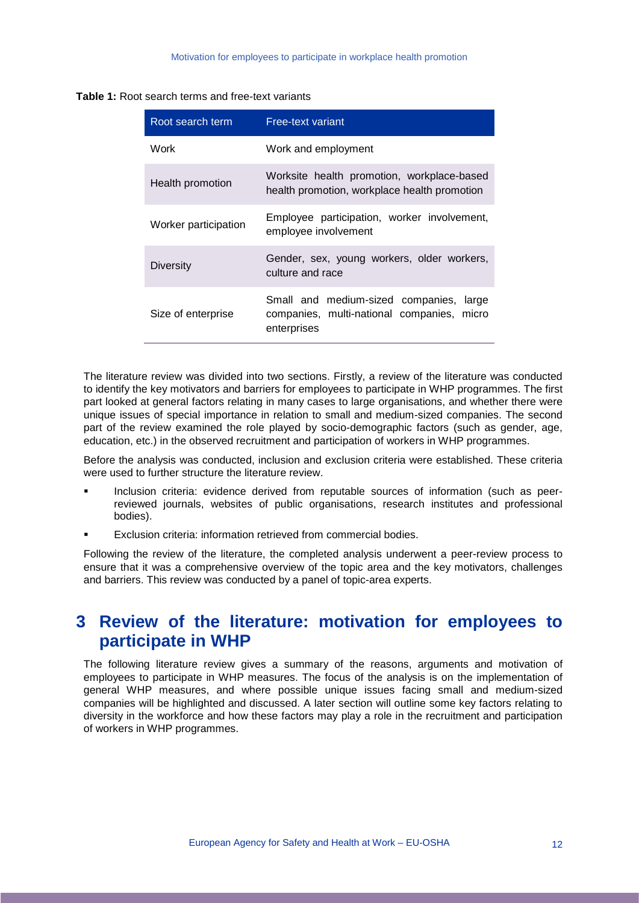**Table 1:** Root search terms and free-text variants

| Root search term | Free-text variant |
|---|---|
| Work | Work and employment |
| Health promotion | Worksite health promotion, workplace-based health promotion, workplace health promotion |
| Worker participation | Employee participation, worker involvement, employee involvement |
| Diversity | Gender, sex, young workers, older workers, culture and race |
| Size of enterprise | Small and medium-sized companies, large companies, multi-national companies, micro enterprises |

The literature review was divided into two sections. Firstly, a review of the literature was conducted to identify the key motivators and barriers for employees to participate in WHP programmes. The first part looked at general factors relating in many cases to large organisations, and whether there were unique issues of special importance in relation to small and medium-sized companies. The second part of the review examined the role played by socio-demographic factors (such as gender, age, education, etc.) in the observed recruitment and participation of workers in WHP programmes.

Before the analysis was conducted, inclusion and exclusion criteria were established. These criteria were used to further structure the literature review.

- Inclusion criteria: evidence derived from reputable sources of information (such as peer-reviewed journals, websites of public organisations, research institutes and professional bodies).
- Exclusion criteria: information retrieved from commercial bodies.

Following the review of the literature, the completed analysis underwent a peer-review process to ensure that it was a comprehensive overview of the topic area and the key motivators, challenges and barriers. This review was conducted by a panel of topic-area experts.

# 3 Review of the literature: motivation for employees to participate in WHP

The following literature review gives a summary of the reasons, arguments and motivation of employees to participate in WHP measures. The focus of the analysis is on the implementation of general WHP measures, and where possible unique issues facing small and medium-sized companies will be highlighted and discussed. A later section will outline some key factors relating to diversity in the workforce and how these factors may play a role in the recruitment and participation of workers in WHP programmes.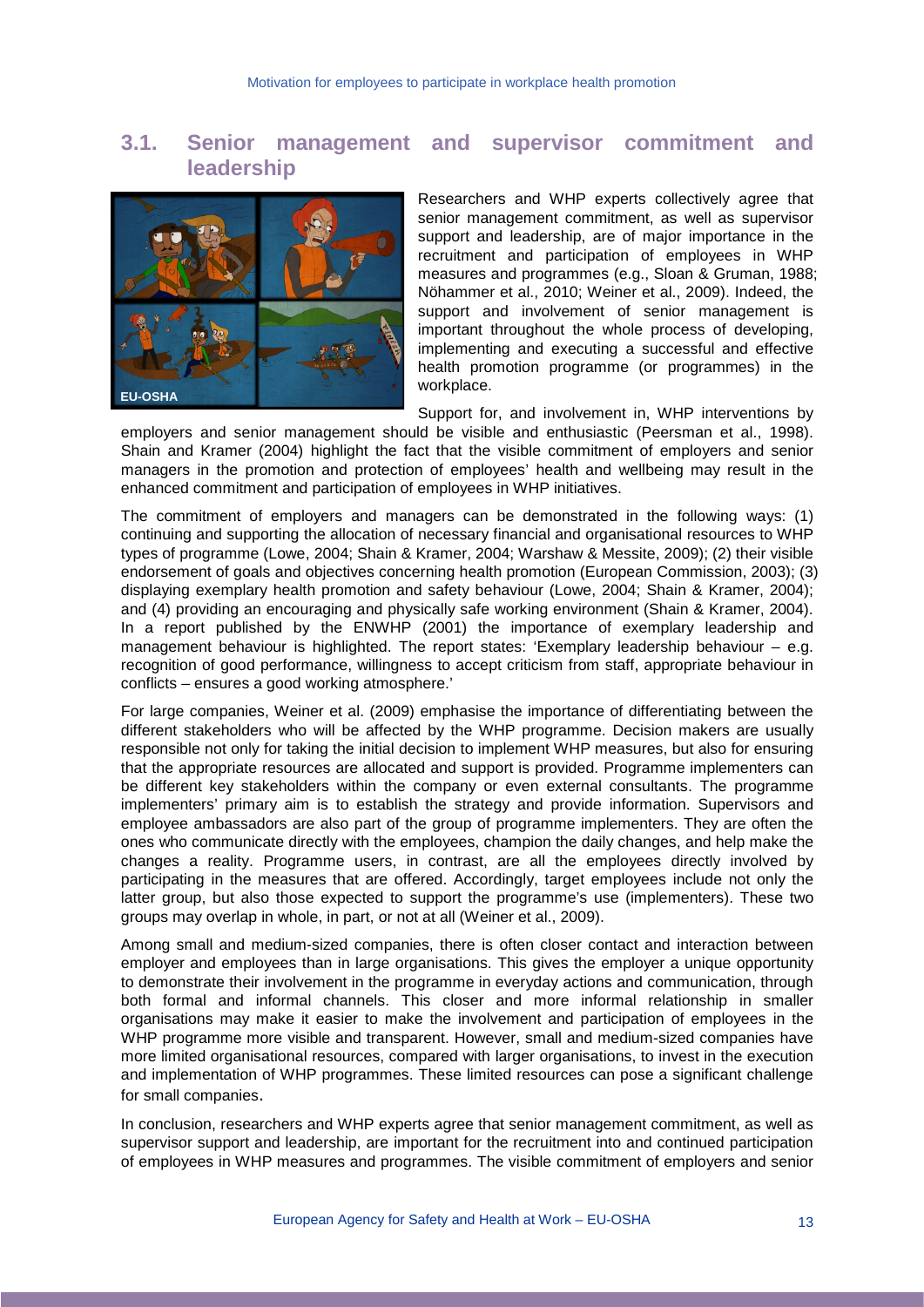## 3.1. Senior management and supervisor commitment and leadership

Researchers and WHP experts collectively agree that senior management commitment, as well as supervisor support and leadership, are of major importance in the recruitment and participation of employees in WHP measures and programmes (e.g., Sloan & Gruman, 1988; Nöhammer et al., 2010; Weiner et al., 2009). Indeed, the support and involvement of senior management is important throughout the whole process of developing, implementing and executing a successful and effective health promotion programme (or programmes) in the workplace.

Support for, and involvement in, WHP interventions by employers and senior management should be visible and enthusiastic (Peersman et al., 1998). Shain and Kramer (2004) highlight the fact that the visible commitment of employers and senior managers in the promotion and protection of employees' health and wellbeing may result in the enhanced commitment and participation of employees in WHP initiatives.

The commitment of employers and managers can be demonstrated in the following ways: (1) continuing and supporting the allocation of necessary financial and organisational resources to WHP types of programme (Lowe, 2004; Shain & Kramer, 2004; Warshaw & Messite, 2009); (2) their visible endorsement of goals and objectives concerning health promotion (European Commission, 2003); (3) displaying exemplary health promotion and safety behaviour (Lowe, 2004; Shain & Kramer, 2004); and (4) providing an encouraging and physically safe working environment (Shain & Kramer, 2004). In a report published by the ENWHP (2001) the importance of exemplary leadership and management behaviour is highlighted. The report states: 'Exemplary leadership behaviour – e.g. recognition of good performance, willingness to accept criticism from staff, appropriate behaviour in conflicts – ensures a good working atmosphere.'

For large companies, Weiner et al. (2009) emphasise the importance of differentiating between the different stakeholders who will be affected by the WHP programme. Decision makers are usually responsible not only for taking the initial decision to implement WHP measures, but also for ensuring that the appropriate resources are allocated and support is provided. Programme implementers can be different key stakeholders within the company or even external consultants. The programme implementers' primary aim is to establish the strategy and provide information. Supervisors and employee ambassadors are also part of the group of programme implementers. They are often the ones who communicate directly with the employees, champion the daily changes, and help make the changes a reality. Programme users, in contrast, are all the employees directly involved by participating in the measures that are offered. Accordingly, target employees include not only the latter group, but also those expected to support the programme's use (implementers). These two groups may overlap in whole, in part, or not at all (Weiner et al., 2009).

Among small and medium-sized companies, there is often closer contact and interaction between employer and employees than in large organisations. This gives the employer a unique opportunity to demonstrate their involvement in the programme in everyday actions and communication, through both formal and informal channels. This closer and more informal relationship in smaller organisations may make it easier to make the involvement and participation of employees in the WHP programme more visible and transparent. However, small and medium-sized companies have more limited organisational resources, compared with larger organisations, to invest in the execution and implementation of WHP programmes. These limited resources can pose a significant challenge for small companies.

In conclusion, researchers and WHP experts agree that senior management commitment, as well as supervisor support and leadership, are important for the recruitment into and continued participation of employees in WHP measures and programmes. The visible commitment of employers and senior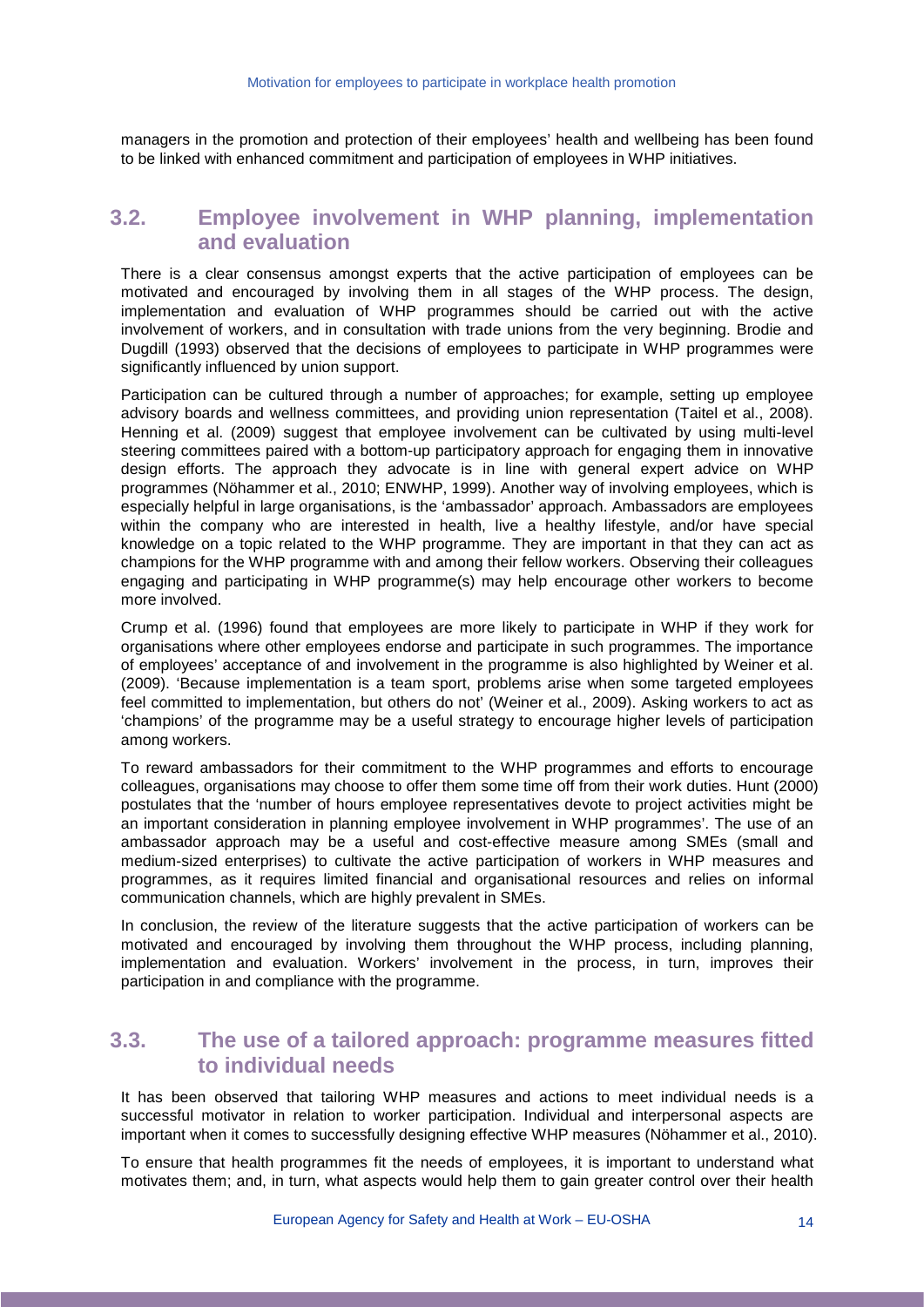managers in the promotion and protection of their employees' health and wellbeing has been found to be linked with enhanced commitment and participation of employees in WHP initiatives.

## 3.2. Employee involvement in WHP planning, implementation and evaluation

There is a clear consensus amongst experts that the active participation of employees can be motivated and encouraged by involving them in all stages of the WHP process. The design, implementation and evaluation of WHP programmes should be carried out with the active involvement of workers, and in consultation with trade unions from the very beginning. Brodie and Dugdill (1993) observed that the decisions of employees to participate in WHP programmes were significantly influenced by union support.

Participation can be cultured through a number of approaches; for example, setting up employee advisory boards and wellness committees, and providing union representation (Taitel et al., 2008). Henning et al. (2009) suggest that employee involvement can be cultivated by using multi-level steering committees paired with a bottom-up participatory approach for engaging them in innovative design efforts. The approach they advocate is in line with general expert advice on WHP programmes (Nöhammer et al., 2010; ENWHP, 1999). Another way of involving employees, which is especially helpful in large organisations, is the 'ambassador' approach. Ambassadors are employees within the company who are interested in health, live a healthy lifestyle, and/or have special knowledge on a topic related to the WHP programme. They are important in that they can act as champions for the WHP programme with and among their fellow workers. Observing their colleagues engaging and participating in WHP programme(s) may help encourage other workers to become more involved.

Crump et al. (1996) found that employees are more likely to participate in WHP if they work for organisations where other employees endorse and participate in such programmes. The importance of employees' acceptance of and involvement in the programme is also highlighted by Weiner et al. (2009). 'Because implementation is a team sport, problems arise when some targeted employees feel committed to implementation, but others do not' (Weiner et al., 2009). Asking workers to act as 'champions' of the programme may be a useful strategy to encourage higher levels of participation among workers.

To reward ambassadors for their commitment to the WHP programmes and efforts to encourage colleagues, organisations may choose to offer them some time off from their work duties. Hunt (2000) postulates that the 'number of hours employee representatives devote to project activities might be an important consideration in planning employee involvement in WHP programmes'. The use of an ambassador approach may be a useful and cost-effective measure among SMEs (small and medium-sized enterprises) to cultivate the active participation of workers in WHP measures and programmes, as it requires limited financial and organisational resources and relies on informal communication channels, which are highly prevalent in SMEs.

In conclusion, the review of the literature suggests that the active participation of workers can be motivated and encouraged by involving them throughout the WHP process, including planning, implementation and evaluation. Workers' involvement in the process, in turn, improves their participation in and compliance with the programme.

## 3.3. The use of a tailored approach: programme measures fitted to individual needs

It has been observed that tailoring WHP measures and actions to meet individual needs is a successful motivator in relation to worker participation. Individual and interpersonal aspects are important when it comes to successfully designing effective WHP measures (Nöhammer et al., 2010).

To ensure that health programmes fit the needs of employees, it is important to understand what motivates them; and, in turn, what aspects would help them to gain greater control over their health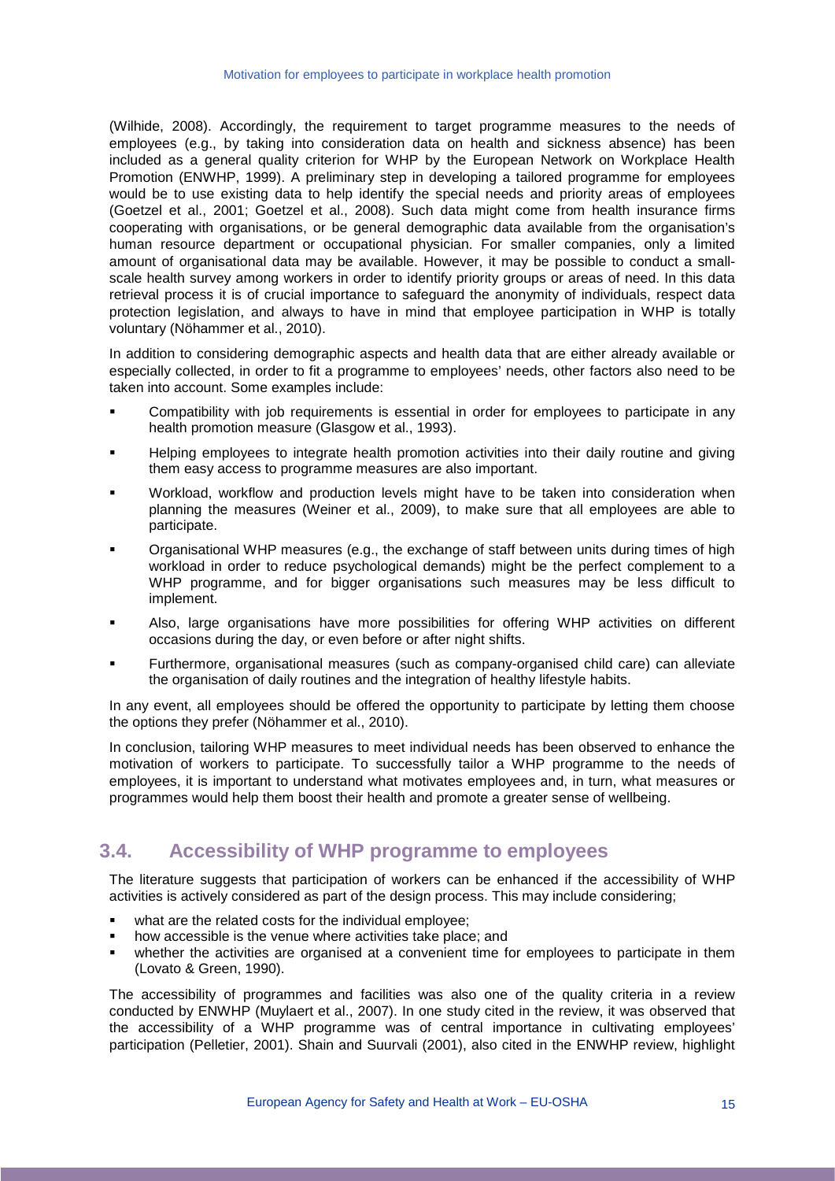(Wilhide, 2008). Accordingly, the requirement to target programme measures to the needs of employees (e.g., by taking into consideration data on health and sickness absence) has been included as a general quality criterion for WHP by the European Network on Workplace Health Promotion (ENWHP, 1999). A preliminary step in developing a tailored programme for employees would be to use existing data to help identify the special needs and priority areas of employees (Goetzel et al., 2001; Goetzel et al., 2008). Such data might come from health insurance firms cooperating with organisations, or be general demographic data available from the organisation's human resource department or occupational physician. For smaller companies, only a limited amount of organisational data may be available. However, it may be possible to conduct a small-scale health survey among workers in order to identify priority groups or areas of need. In this data retrieval process it is of crucial importance to safeguard the anonymity of individuals, respect data protection legislation, and always to have in mind that employee participation in WHP is totally voluntary (Nöhammer et al., 2010).

In addition to considering demographic aspects and health data that are either already available or especially collected, in order to fit a programme to employees' needs, other factors also need to be taken into account. Some examples include:

- Compatibility with job requirements is essential in order for employees to participate in any health promotion measure (Glasgow et al., 1993).
- Helping employees to integrate health promotion activities into their daily routine and giving them easy access to programme measures are also important.
- Workload, workflow and production levels might have to be taken into consideration when planning the measures (Weiner et al., 2009), to make sure that all employees are able to participate.
- Organisational WHP measures (e.g., the exchange of staff between units during times of high workload in order to reduce psychological demands) might be the perfect complement to a WHP programme, and for bigger organisations such measures may be less difficult to implement.
- Also, large organisations have more possibilities for offering WHP activities on different occasions during the day, or even before or after night shifts.
- Furthermore, organisational measures (such as company-organised child care) can alleviate the organisation of daily routines and the integration of healthy lifestyle habits.

In any event, all employees should be offered the opportunity to participate by letting them choose the options they prefer (Nöhammer et al., 2010).

In conclusion, tailoring WHP measures to meet individual needs has been observed to enhance the motivation of workers to participate. To successfully tailor a WHP programme to the needs of employees, it is important to understand what motivates employees and, in turn, what measures or programmes would help them boost their health and promote a greater sense of wellbeing.

## 3.4. Accessibility of WHP programme to employees

The literature suggests that participation of workers can be enhanced if the accessibility of WHP activities is actively considered as part of the design process. This may include considering;

- what are the related costs for the individual employee;
- how accessible is the venue where activities take place; and
- whether the activities are organised at a convenient time for employees to participate in them (Lovato & Green, 1990).

The accessibility of programmes and facilities was also one of the quality criteria in a review conducted by ENWHP (Muylaert et al., 2007). In one study cited in the review, it was observed that the accessibility of a WHP programme was of central importance in cultivating employees' participation (Pelletier, 2001). Shain and Suurvali (2001), also cited in the ENWHP review, highlight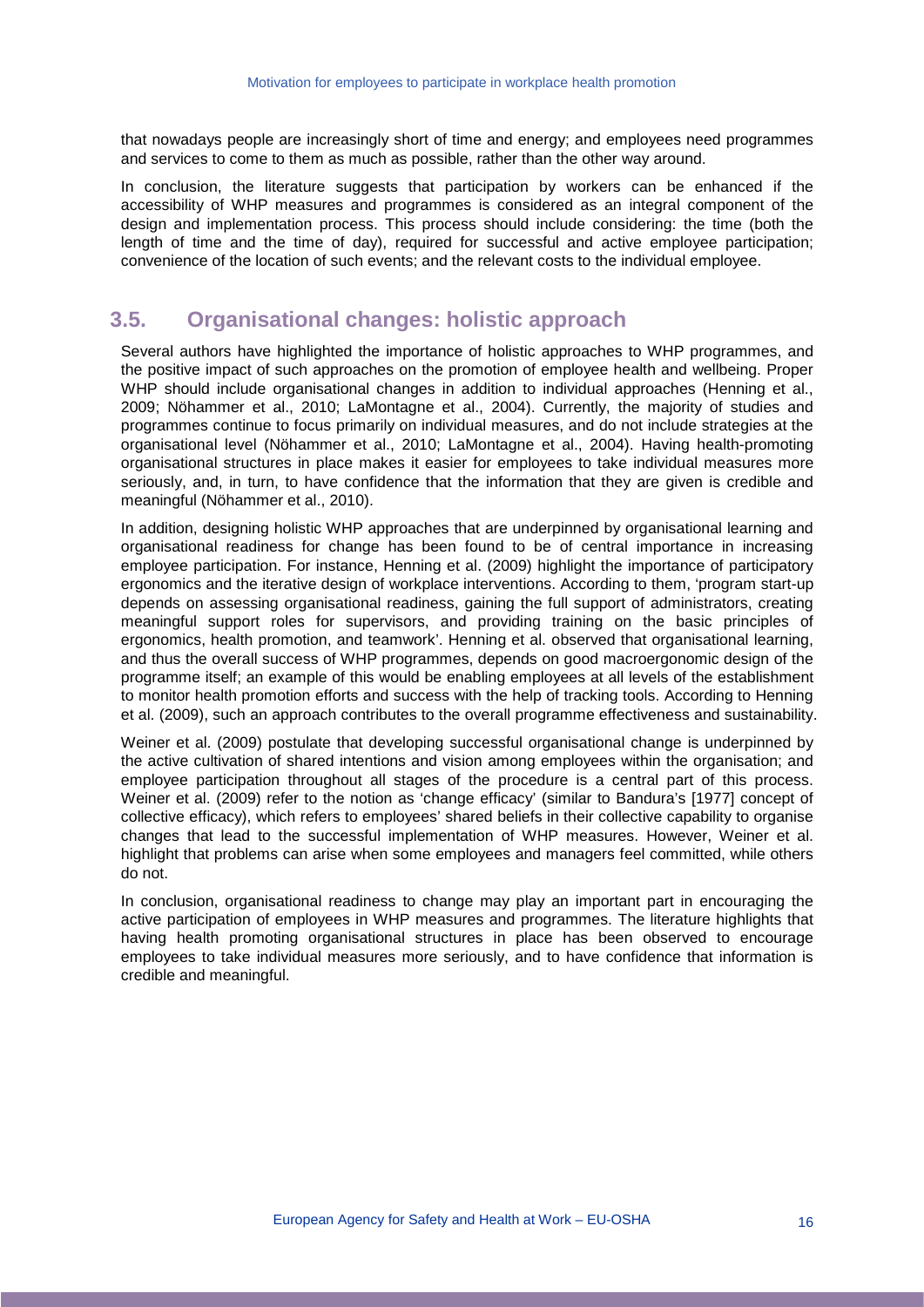that nowadays people are increasingly short of time and energy; and employees need programmes and services to come to them as much as possible, rather than the other way around.

In conclusion, the literature suggests that participation by workers can be enhanced if the accessibility of WHP measures and programmes is considered as an integral component of the design and implementation process. This process should include considering: the time (both the length of time and the time of day), required for successful and active employee participation; convenience of the location of such events; and the relevant costs to the individual employee.

## 3.5. Organisational changes: holistic approach

Several authors have highlighted the importance of holistic approaches to WHP programmes, and the positive impact of such approaches on the promotion of employee health and wellbeing. Proper WHP should include organisational changes in addition to individual approaches (Henning et al., 2009; Nöhammer et al., 2010; LaMontagne et al., 2004). Currently, the majority of studies and programmes continue to focus primarily on individual measures, and do not include strategies at the organisational level (Nöhammer et al., 2010; LaMontagne et al., 2004). Having health-promoting organisational structures in place makes it easier for employees to take individual measures more seriously, and, in turn, to have confidence that the information that they are given is credible and meaningful (Nöhammer et al., 2010).

In addition, designing holistic WHP approaches that are underpinned by organisational learning and organisational readiness for change has been found to be of central importance in increasing employee participation. For instance, Henning et al. (2009) highlight the importance of participatory ergonomics and the iterative design of workplace interventions. According to them, 'program start-up depends on assessing organisational readiness, gaining the full support of administrators, creating meaningful support roles for supervisors, and providing training on the basic principles of ergonomics, health promotion, and teamwork'. Henning et al. observed that organisational learning, and thus the overall success of WHP programmes, depends on good macroergonomic design of the programme itself; an example of this would be enabling employees at all levels of the establishment to monitor health promotion efforts and success with the help of tracking tools. According to Henning et al. (2009), such an approach contributes to the overall programme effectiveness and sustainability.

Weiner et al. (2009) postulate that developing successful organisational change is underpinned by the active cultivation of shared intentions and vision among employees within the organisation; and employee participation throughout all stages of the procedure is a central part of this process. Weiner et al. (2009) refer to the notion as 'change efficacy' (similar to Bandura's [1977] concept of collective efficacy), which refers to employees' shared beliefs in their collective capability to organise changes that lead to the successful implementation of WHP measures. However, Weiner et al. highlight that problems can arise when some employees and managers feel committed, while others do not.

In conclusion, organisational readiness to change may play an important part in encouraging the active participation of employees in WHP measures and programmes. The literature highlights that having health promoting organisational structures in place has been observed to encourage employees to take individual measures more seriously, and to have confidence that information is credible and meaningful.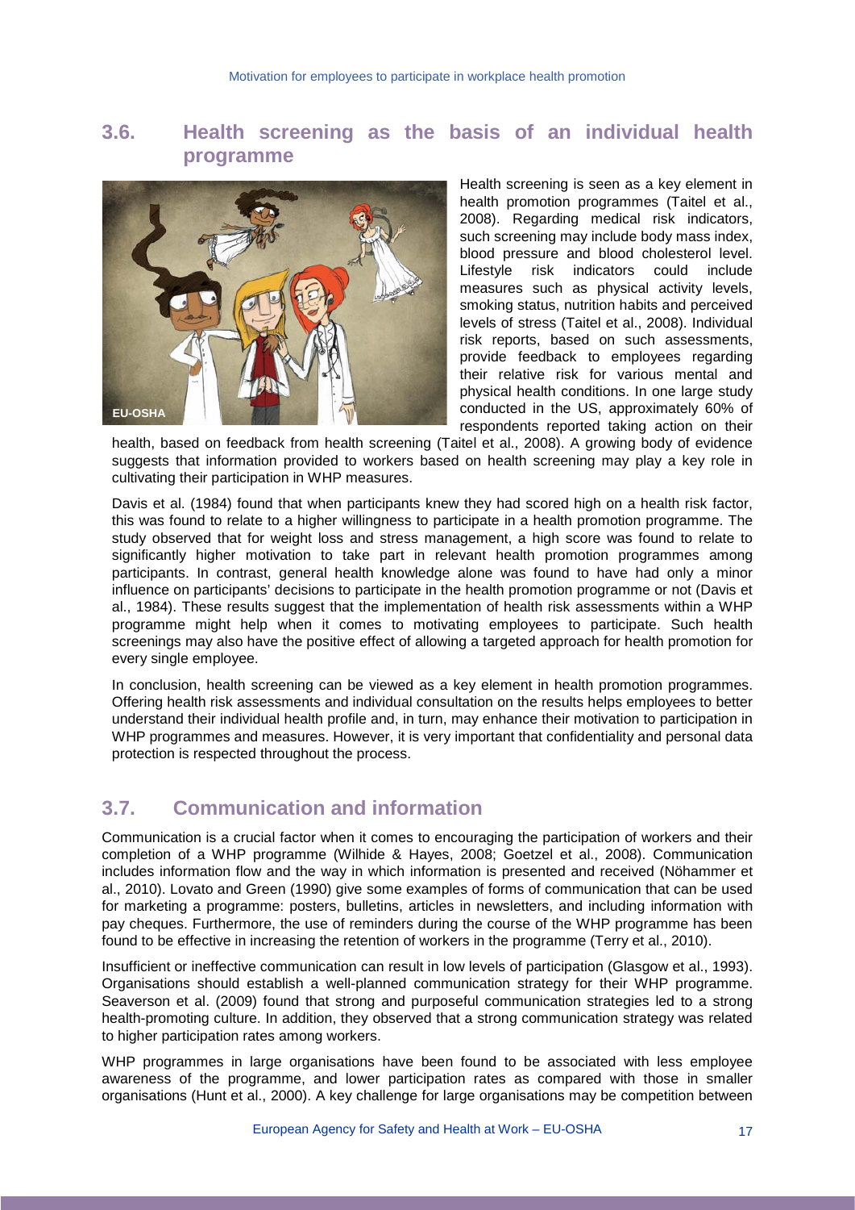## 3.6. Health screening as the basis of an individual health programme

Health screening is seen as a key element in health promotion programmes (Taitel et al., 2008). Regarding medical risk indicators, such screening may include body mass index, blood pressure and blood cholesterol level. Lifestyle risk indicators could include measures such as physical activity levels, smoking status, nutrition habits and perceived levels of stress (Taitel et al., 2008). Individual risk reports, based on such assessments, provide feedback to employees regarding their relative risk for various mental and physical health conditions. In one large study conducted in the US, approximately 60% of respondents reported taking action on their health, based on feedback from health screening (Taitel et al., 2008). A growing body of evidence suggests that information provided to workers based on health screening may play a key role in cultivating their participation in WHP measures.

Davis et al. (1984) found that when participants knew they had scored high on a health risk factor, this was found to relate to a higher willingness to participate in a health promotion programme. The study observed that for weight loss and stress management, a high score was found to relate to significantly higher motivation to take part in relevant health promotion programmes among participants. In contrast, general health knowledge alone was found to have had only a minor influence on participants' decisions to participate in the health promotion programme or not (Davis et al., 1984). These results suggest that the implementation of health risk assessments within a WHP programme might help when it comes to motivating employees to participate. Such health screenings may also have the positive effect of allowing a targeted approach for health promotion for every single employee.

In conclusion, health screening can be viewed as a key element in health promotion programmes. Offering health risk assessments and individual consultation on the results helps employees to better understand their individual health profile and, in turn, may enhance their motivation to participation in WHP programmes and measures. However, it is very important that confidentiality and personal data protection is respected throughout the process.

## 3.7. Communication and information

Communication is a crucial factor when it comes to encouraging the participation of workers and their completion of a WHP programme (Wilhide & Hayes, 2008; Goetzel et al., 2008). Communication includes information flow and the way in which information is presented and received (Nöhammer et al., 2010). Lovato and Green (1990) give some examples of forms of communication that can be used for marketing a programme: posters, bulletins, articles in newsletters, and including information with pay cheques. Furthermore, the use of reminders during the course of the WHP programme has been found to be effective in increasing the retention of workers in the programme (Terry et al., 2010).

Insufficient or ineffective communication can result in low levels of participation (Glasgow et al., 1993). Organisations should establish a well-planned communication strategy for their WHP programme. Seaverson et al. (2009) found that strong and purposeful communication strategies led to a strong health-promoting culture. In addition, they observed that a strong communication strategy was related to higher participation rates among workers.

WHP programmes in large organisations have been found to be associated with less employee awareness of the programme, and lower participation rates as compared with those in smaller organisations (Hunt et al., 2000). A key challenge for large organisations may be competition between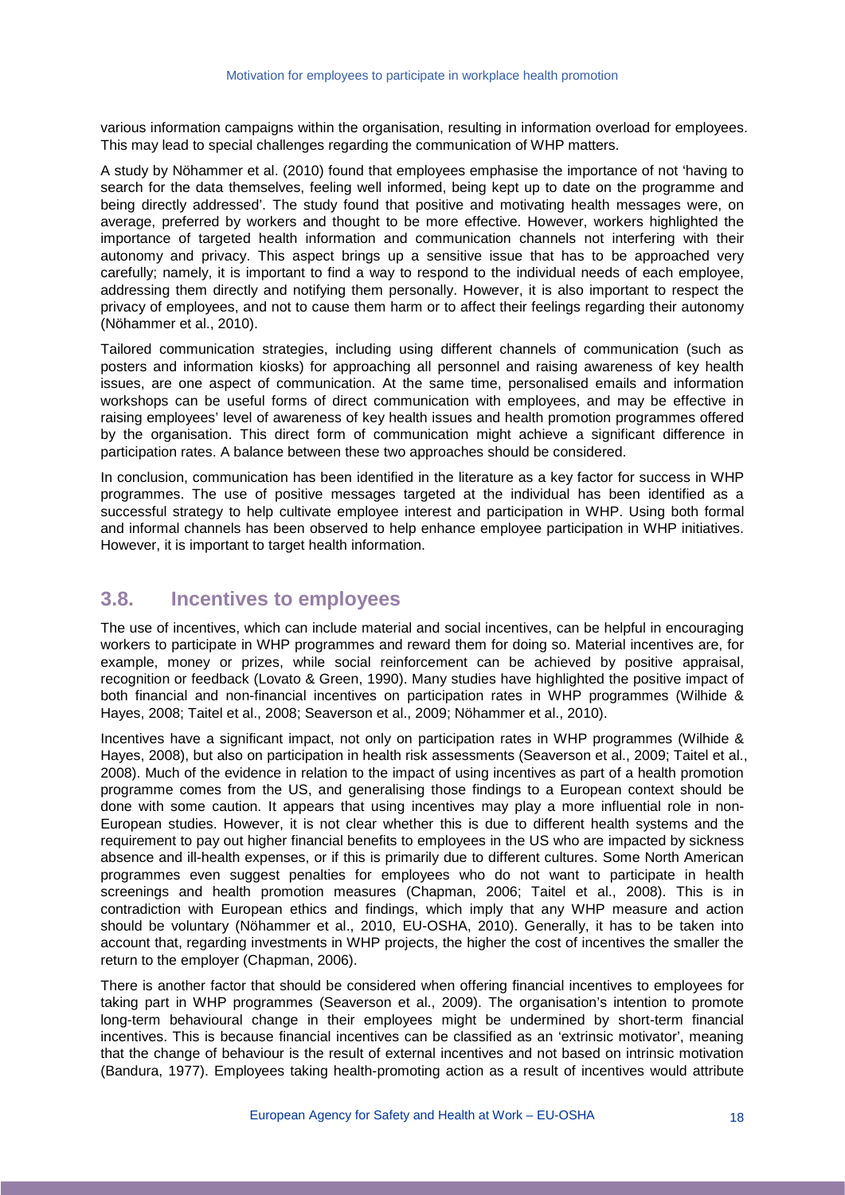various information campaigns within the organisation, resulting in information overload for employees. This may lead to special challenges regarding the communication of WHP matters.

A study by Nöhammer et al. (2010) found that employees emphasise the importance of not 'having to search for the data themselves, feeling well informed, being kept up to date on the programme and being directly addressed'. The study found that positive and motivating health messages were, on average, preferred by workers and thought to be more effective. However, workers highlighted the importance of targeted health information and communication channels not interfering with their autonomy and privacy. This aspect brings up a sensitive issue that has to be approached very carefully; namely, it is important to find a way to respond to the individual needs of each employee, addressing them directly and notifying them personally. However, it is also important to respect the privacy of employees, and not to cause them harm or to affect their feelings regarding their autonomy (Nöhammer et al., 2010).

Tailored communication strategies, including using different channels of communication (such as posters and information kiosks) for approaching all personnel and raising awareness of key health issues, are one aspect of communication. At the same time, personalised emails and information workshops can be useful forms of direct communication with employees, and may be effective in raising employees' level of awareness of key health issues and health promotion programmes offered by the organisation. This direct form of communication might achieve a significant difference in participation rates. A balance between these two approaches should be considered.

In conclusion, communication has been identified in the literature as a key factor for success in WHP programmes. The use of positive messages targeted at the individual has been identified as a successful strategy to help cultivate employee interest and participation in WHP. Using both formal and informal channels has been observed to help enhance employee participation in WHP initiatives. However, it is important to target health information.

## 3.8. Incentives to employees

The use of incentives, which can include material and social incentives, can be helpful in encouraging workers to participate in WHP programmes and reward them for doing so. Material incentives are, for example, money or prizes, while social reinforcement can be achieved by positive appraisal, recognition or feedback (Lovato & Green, 1990). Many studies have highlighted the positive impact of both financial and non-financial incentives on participation rates in WHP programmes (Wilhide & Hayes, 2008; Taitel et al., 2008; Seaverson et al., 2009; Nöhammer et al., 2010).

Incentives have a significant impact, not only on participation rates in WHP programmes (Wilhide & Hayes, 2008), but also on participation in health risk assessments (Seaverson et al., 2009; Taitel et al., 2008). Much of the evidence in relation to the impact of using incentives as part of a health promotion programme comes from the US, and generalising those findings to a European context should be done with some caution. It appears that using incentives may play a more influential role in non-European studies. However, it is not clear whether this is due to different health systems and the requirement to pay out higher financial benefits to employees in the US who are impacted by sickness absence and ill-health expenses, or if this is primarily due to different cultures. Some North American programmes even suggest penalties for employees who do not want to participate in health screenings and health promotion measures (Chapman, 2006; Taitel et al., 2008). This is in contradiction with European ethics and findings, which imply that any WHP measure and action should be voluntary (Nöhammer et al., 2010, EU-OSHA, 2010). Generally, it has to be taken into account that, regarding investments in WHP projects, the higher the cost of incentives the smaller the return to the employer (Chapman, 2006).

There is another factor that should be considered when offering financial incentives to employees for taking part in WHP programmes (Seaverson et al., 2009). The organisation's intention to promote long-term behavioural change in their employees might be undermined by short-term financial incentives. This is because financial incentives can be classified as an 'extrinsic motivator', meaning that the change of behaviour is the result of external incentives and not based on intrinsic motivation (Bandura, 1977). Employees taking health-promoting action as a result of incentives would attribute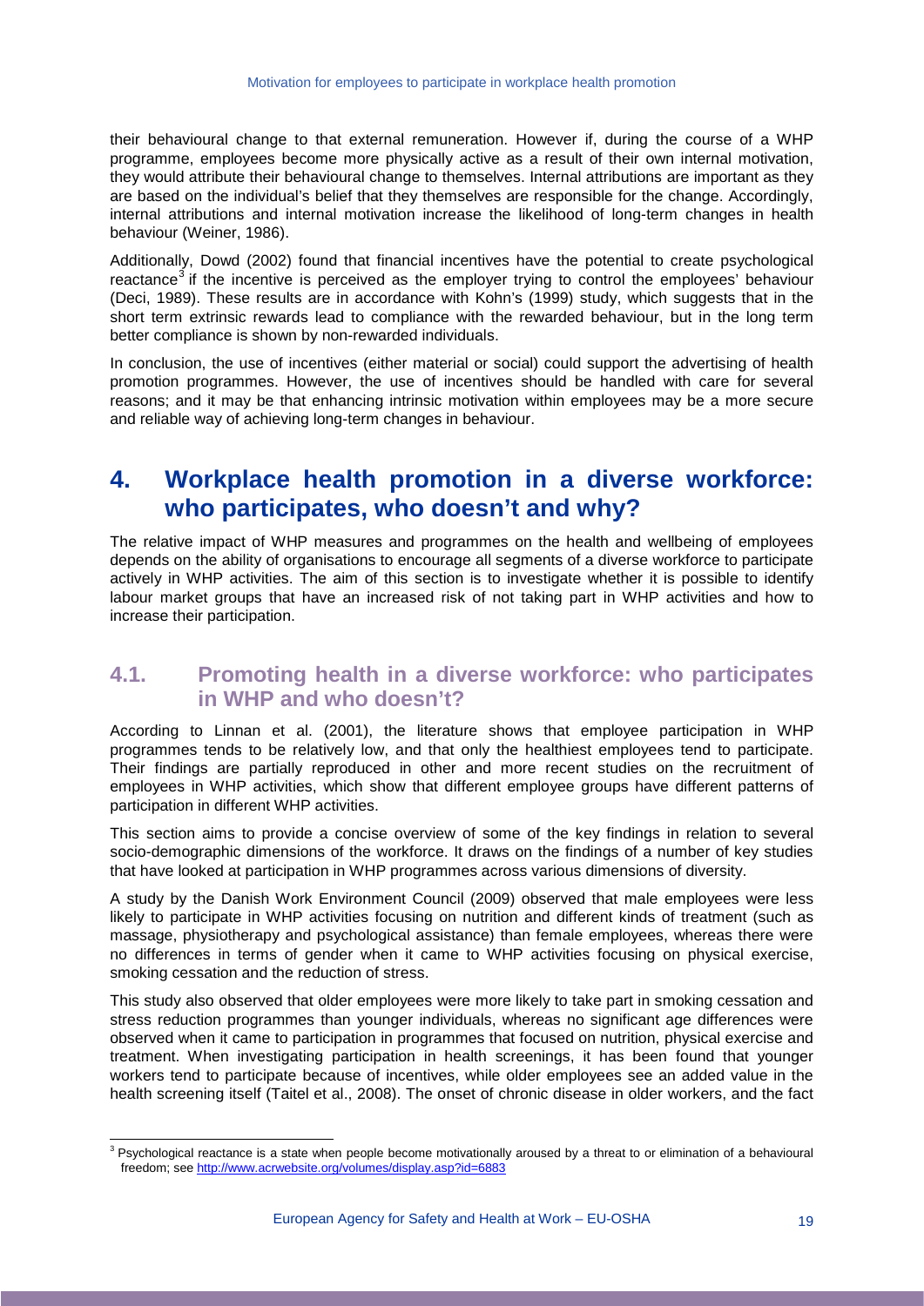their behavioural change to that external remuneration. However if, during the course of a WHP programme, employees become more physically active as a result of their own internal motivation, they would attribute their behavioural change to themselves. Internal attributions are important as they are based on the individual's belief that they themselves are responsible for the change. Accordingly, internal attributions and internal motivation increase the likelihood of long-term changes in health behaviour (Weiner, 1986).

Additionally, Dowd (2002) found that financial incentives have the potential to create psychological reactance[3] if the incentive is perceived as the employer trying to control the employees' behaviour (Deci, 1989). These results are in accordance with Kohn's (1999) study, which suggests that in the short term extrinsic rewards lead to compliance with the rewarded behaviour, but in the long term better compliance is shown by non-rewarded individuals.

In conclusion, the use of incentives (either material or social) could support the advertising of health promotion programmes. However, the use of incentives should be handled with care for several reasons; and it may be that enhancing intrinsic motivation within employees may be a more secure and reliable way of achieving long-term changes in behaviour.

# 4. Workplace health promotion in a diverse workforce: who participates, who doesn't and why?

The relative impact of WHP measures and programmes on the health and wellbeing of employees depends on the ability of organisations to encourage all segments of a diverse workforce to participate actively in WHP activities. The aim of this section is to investigate whether it is possible to identify labour market groups that have an increased risk of not taking part in WHP activities and how to increase their participation.

## 4.1. Promoting health in a diverse workforce: who participates in WHP and who doesn't?

According to Linnan et al. (2001), the literature shows that employee participation in WHP programmes tends to be relatively low, and that only the healthiest employees tend to participate. Their findings are partially reproduced in other and more recent studies on the recruitment of employees in WHP activities, which show that different employee groups have different patterns of participation in different WHP activities.

This section aims to provide a concise overview of some of the key findings in relation to several socio-demographic dimensions of the workforce. It draws on the findings of a number of key studies that have looked at participation in WHP programmes across various dimensions of diversity.

A study by the Danish Work Environment Council (2009) observed that male employees were less likely to participate in WHP activities focusing on nutrition and different kinds of treatment (such as massage, physiotherapy and psychological assistance) than female employees, whereas there were no differences in terms of gender when it came to WHP activities focusing on physical exercise, smoking cessation and the reduction of stress.

This study also observed that older employees were more likely to take part in smoking cessation and stress reduction programmes than younger individuals, whereas no significant age differences were observed when it came to participation in programmes that focused on nutrition, physical exercise and treatment. When investigating participation in health screenings, it has been found that younger workers tend to participate because of incentives, while older employees see an added value in the health screening itself (Taitel et al., 2008). The onset of chronic disease in older workers, and the fact

[3] Psychological reactance is a state when people become motivationally aroused by a threat to or elimination of a behavioural freedom; see http://www.acrwebsite.org/volumes/display.asp?id=6883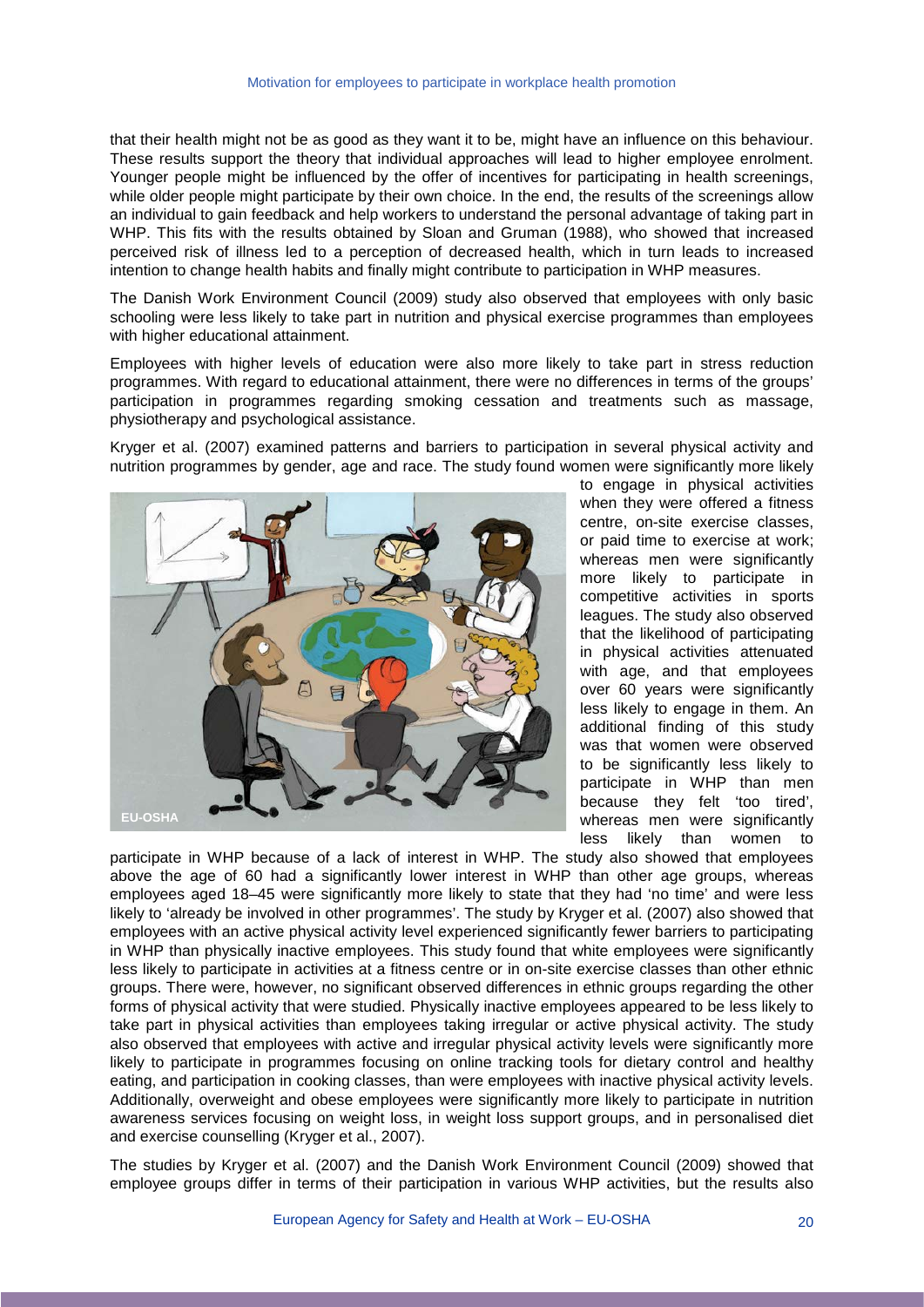that their health might not be as good as they want it to be, might have an influence on this behaviour. These results support the theory that individual approaches will lead to higher employee enrolment. Younger people might be influenced by the offer of incentives for participating in health screenings, while older people might participate by their own choice. In the end, the results of the screenings allow an individual to gain feedback and help workers to understand the personal advantage of taking part in WHP. This fits with the results obtained by Sloan and Gruman (1988), who showed that increased perceived risk of illness led to a perception of decreased health, which in turn leads to increased intention to change health habits and finally might contribute to participation in WHP measures.

The Danish Work Environment Council (2009) study also observed that employees with only basic schooling were less likely to take part in nutrition and physical exercise programmes than employees with higher educational attainment.

Employees with higher levels of education were also more likely to take part in stress reduction programmes. With regard to educational attainment, there were no differences in terms of the groups' participation in programmes regarding smoking cessation and treatments such as massage, physiotherapy and psychological assistance.

Kryger et al. (2007) examined patterns and barriers to participation in several physical activity and nutrition programmes by gender, age and race. The study found women were significantly more likely to engage in physical activities when they were offered a fitness centre, on-site exercise classes, or paid time to exercise at work; whereas men were significantly more likely to participate in competitive activities in sports leagues. The study also observed that the likelihood of participating in physical activities attenuated with age, and that employees over 60 years were significantly less likely to engage in them. An additional finding of this study was that women were observed to be significantly less likely to participate in WHP than men because they felt 'too tired', whereas men were significantly less likely than women to participate in WHP because of a lack of interest in WHP. The study also showed that employees above the age of 60 had a significantly lower interest in WHP than other age groups, whereas employees aged 18–45 were significantly more likely to state that they had 'no time' and were less likely to 'already be involved in other programmes'. The study by Kryger et al. (2007) also showed that employees with an active physical activity level experienced significantly fewer barriers to participating in WHP than physically inactive employees. This study found that white employees were significantly less likely to participate in activities at a fitness centre or in on-site exercise classes than other ethnic groups. There were, however, no significant observed differences in ethnic groups regarding the other forms of physical activity that were studied. Physically inactive employees appeared to be less likely to take part in physical activities than employees taking irregular or active physical activity. The study also observed that employees with active and irregular physical activity levels were significantly more likely to participate in programmes focusing on online tracking tools for dietary control and healthy eating, and participation in cooking classes, than were employees with inactive physical activity levels. Additionally, overweight and obese employees were significantly more likely to participate in nutrition awareness services focusing on weight loss, in weight loss support groups, and in personalised diet and exercise counselling (Kryger et al., 2007).

The studies by Kryger et al. (2007) and the Danish Work Environment Council (2009) showed that employee groups differ in terms of their participation in various WHP activities, but the results also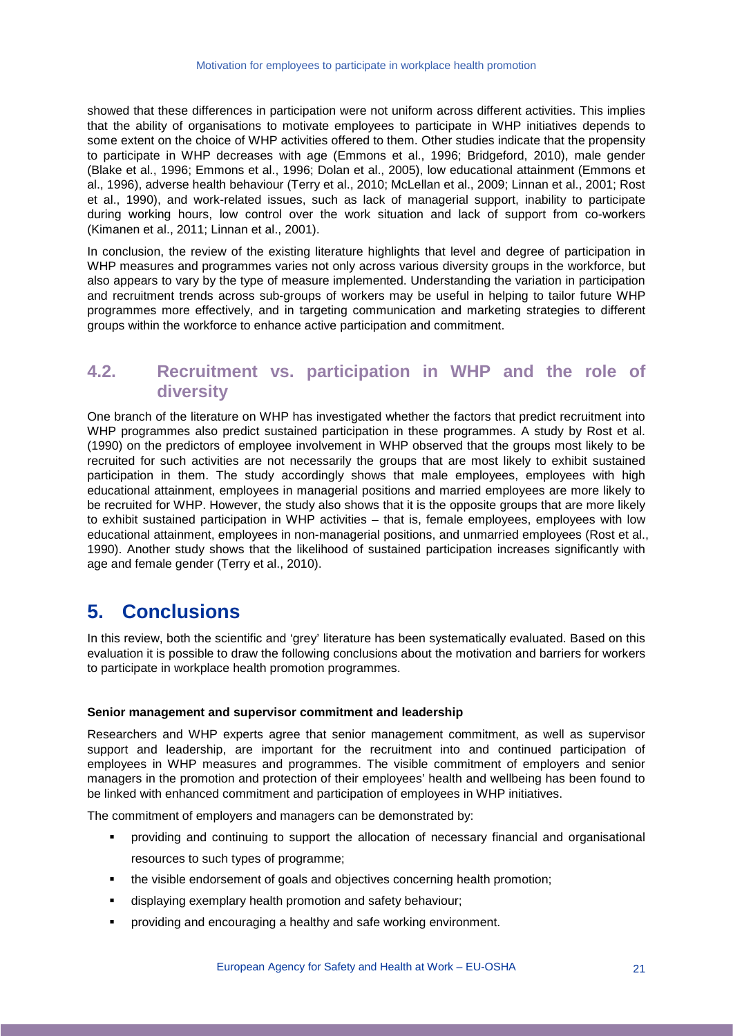showed that these differences in participation were not uniform across different activities. This implies that the ability of organisations to motivate employees to participate in WHP initiatives depends to some extent on the choice of WHP activities offered to them. Other studies indicate that the propensity to participate in WHP decreases with age (Emmons et al., 1996; Bridgeford, 2010), male gender (Blake et al., 1996; Emmons et al., 1996; Dolan et al., 2005), low educational attainment (Emmons et al., 1996), adverse health behaviour (Terry et al., 2010; McLellan et al., 2009; Linnan et al., 2001; Rost et al., 1990), and work-related issues, such as lack of managerial support, inability to participate during working hours, low control over the work situation and lack of support from co-workers (Kimanen et al., 2011; Linnan et al., 2001).

In conclusion, the review of the existing literature highlights that level and degree of participation in WHP measures and programmes varies not only across various diversity groups in the workforce, but also appears to vary by the type of measure implemented. Understanding the variation in participation and recruitment trends across sub-groups of workers may be useful in helping to tailor future WHP programmes more effectively, and in targeting communication and marketing strategies to different groups within the workforce to enhance active participation and commitment.

## 4.2. Recruitment vs. participation in WHP and the role of diversity

One branch of the literature on WHP has investigated whether the factors that predict recruitment into WHP programmes also predict sustained participation in these programmes. A study by Rost et al. (1990) on the predictors of employee involvement in WHP observed that the groups most likely to be recruited for such activities are not necessarily the groups that are most likely to exhibit sustained participation in them. The study accordingly shows that male employees, employees with high educational attainment, employees in managerial positions and married employees are more likely to be recruited for WHP. However, the study also shows that it is the opposite groups that are more likely to exhibit sustained participation in WHP activities – that is, female employees, employees with low educational attainment, employees in non-managerial positions, and unmarried employees (Rost et al., 1990). Another study shows that the likelihood of sustained participation increases significantly with age and female gender (Terry et al., 2010).

# 5. Conclusions

In this review, both the scientific and 'grey' literature has been systematically evaluated. Based on this evaluation it is possible to draw the following conclusions about the motivation and barriers for workers to participate in workplace health promotion programmes.

**Senior management and supervisor commitment and leadership**

Researchers and WHP experts agree that senior management commitment, as well as supervisor support and leadership, are important for the recruitment into and continued participation of employees in WHP measures and programmes. The visible commitment of employers and senior managers in the promotion and protection of their employees' health and wellbeing has been found to be linked with enhanced commitment and participation of employees in WHP initiatives.

The commitment of employers and managers can be demonstrated by:

- providing and continuing to support the allocation of necessary financial and organisational resources to such types of programme;
- the visible endorsement of goals and objectives concerning health promotion;
- displaying exemplary health promotion and safety behaviour;
- providing and encouraging a healthy and safe working environment.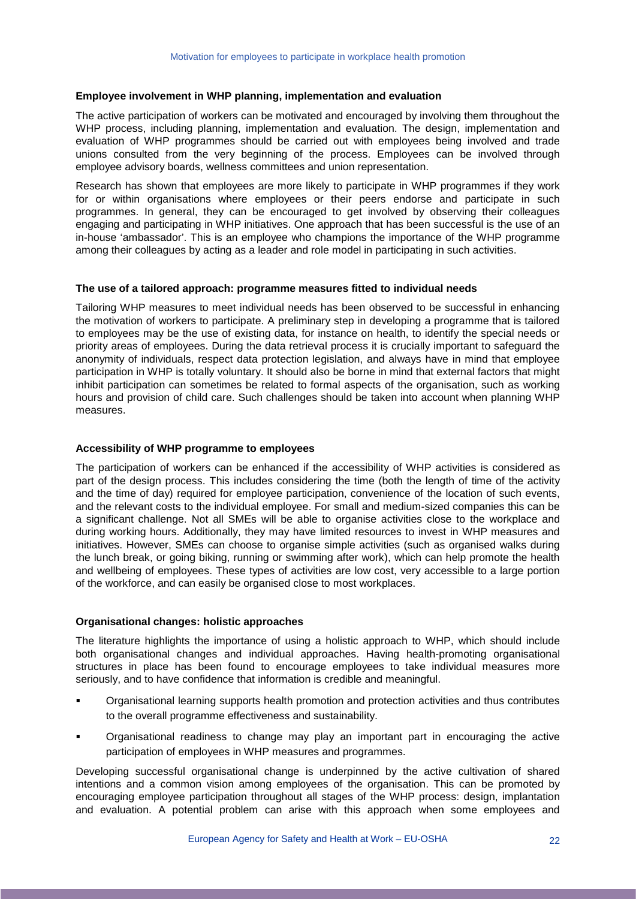### Employee involvement in WHP planning, implementation and evaluation

The active participation of workers can be motivated and encouraged by involving them throughout the WHP process, including planning, implementation and evaluation. The design, implementation and evaluation of WHP programmes should be carried out with employees being involved and trade unions consulted from the very beginning of the process. Employees can be involved through employee advisory boards, wellness committees and union representation.

Research has shown that employees are more likely to participate in WHP programmes if they work for or within organisations where employees or their peers endorse and participate in such programmes. In general, they can be encouraged to get involved by observing their colleagues engaging and participating in WHP initiatives. One approach that has been successful is the use of an in-house 'ambassador'. This is an employee who champions the importance of the WHP programme among their colleagues by acting as a leader and role model in participating in such activities.

### The use of a tailored approach: programme measures fitted to individual needs

Tailoring WHP measures to meet individual needs has been observed to be successful in enhancing the motivation of workers to participate. A preliminary step in developing a programme that is tailored to employees may be the use of existing data, for instance on health, to identify the special needs or priority areas of employees. During the data retrieval process it is crucially important to safeguard the anonymity of individuals, respect data protection legislation, and always have in mind that employee participation in WHP is totally voluntary. It should also be borne in mind that external factors that might inhibit participation can sometimes be related to formal aspects of the organisation, such as working hours and provision of child care. Such challenges should be taken into account when planning WHP measures.

### Accessibility of WHP programme to employees

The participation of workers can be enhanced if the accessibility of WHP activities is considered as part of the design process. This includes considering the time (both the length of time of the activity and the time of day) required for employee participation, convenience of the location of such events, and the relevant costs to the individual employee. For small and medium-sized companies this can be a significant challenge. Not all SMEs will be able to organise activities close to the workplace and during working hours. Additionally, they may have limited resources to invest in WHP measures and initiatives. However, SMEs can choose to organise simple activities (such as organised walks during the lunch break, or going biking, running or swimming after work), which can help promote the health and wellbeing of employees. These types of activities are low cost, very accessible to a large portion of the workforce, and can easily be organised close to most workplaces.

### Organisational changes: holistic approaches

The literature highlights the importance of using a holistic approach to WHP, which should include both organisational changes and individual approaches. Having health-promoting organisational structures in place has been found to encourage employees to take individual measures more seriously, and to have confidence that information is credible and meaningful.

- Organisational learning supports health promotion and protection activities and thus contributes to the overall programme effectiveness and sustainability.
- Organisational readiness to change may play an important part in encouraging the active participation of employees in WHP measures and programmes.

Developing successful organisational change is underpinned by the active cultivation of shared intentions and a common vision among employees of the organisation. This can be promoted by encouraging employee participation throughout all stages of the WHP process: design, implantation and evaluation. A potential problem can arise with this approach when some employees and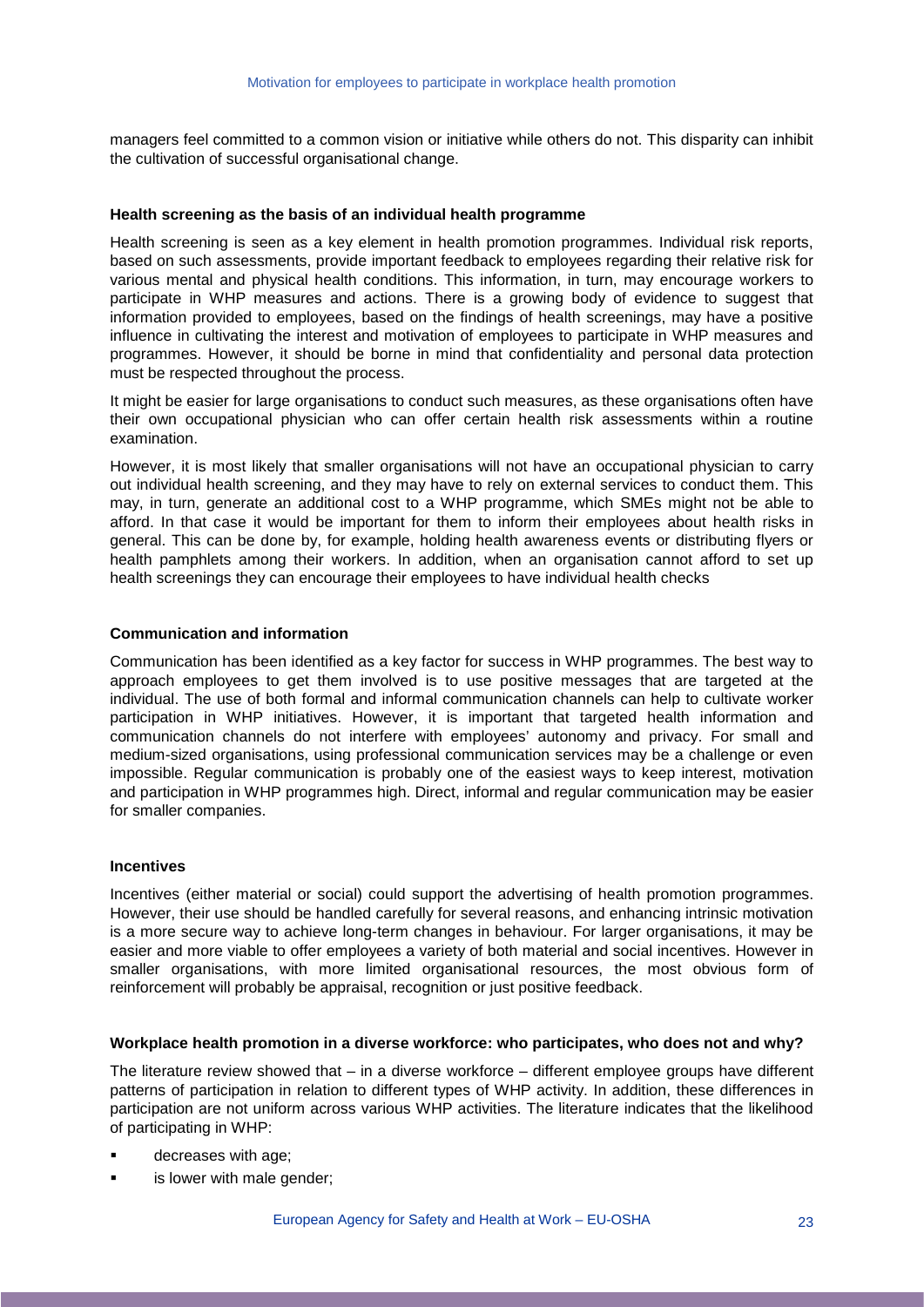managers feel committed to a common vision or initiative while others do not. This disparity can inhibit the cultivation of successful organisational change.

**Health screening as the basis of an individual health programme**

Health screening is seen as a key element in health promotion programmes. Individual risk reports, based on such assessments, provide important feedback to employees regarding their relative risk for various mental and physical health conditions. This information, in turn, may encourage workers to participate in WHP measures and actions. There is a growing body of evidence to suggest that information provided to employees, based on the findings of health screenings, may have a positive influence in cultivating the interest and motivation of employees to participate in WHP measures and programmes. However, it should be borne in mind that confidentiality and personal data protection must be respected throughout the process.

It might be easier for large organisations to conduct such measures, as these organisations often have their own occupational physician who can offer certain health risk assessments within a routine examination.

However, it is most likely that smaller organisations will not have an occupational physician to carry out individual health screening, and they may have to rely on external services to conduct them. This may, in turn, generate an additional cost to a WHP programme, which SMEs might not be able to afford. In that case it would be important for them to inform their employees about health risks in general. This can be done by, for example, holding health awareness events or distributing flyers or health pamphlets among their workers. In addition, when an organisation cannot afford to set up health screenings they can encourage their employees to have individual health checks

**Communication and information**

Communication has been identified as a key factor for success in WHP programmes. The best way to approach employees to get them involved is to use positive messages that are targeted at the individual. The use of both formal and informal communication channels can help to cultivate worker participation in WHP initiatives. However, it is important that targeted health information and communication channels do not interfere with employees' autonomy and privacy. For small and medium-sized organisations, using professional communication services may be a challenge or even impossible. Regular communication is probably one of the easiest ways to keep interest, motivation and participation in WHP programmes high. Direct, informal and regular communication may be easier for smaller companies.

**Incentives**

Incentives (either material or social) could support the advertising of health promotion programmes. However, their use should be handled carefully for several reasons, and enhancing intrinsic motivation is a more secure way to achieve long-term changes in behaviour. For larger organisations, it may be easier and more viable to offer employees a variety of both material and social incentives. However in smaller organisations, with more limited organisational resources, the most obvious form of reinforcement will probably be appraisal, recognition or just positive feedback.

**Workplace health promotion in a diverse workforce: who participates, who does not and why?**

The literature review showed that – in a diverse workforce – different employee groups have different patterns of participation in relation to different types of WHP activity. In addition, these differences in participation are not uniform across various WHP activities. The literature indicates that the likelihood of participating in WHP:

- decreases with age;
- is lower with male gender;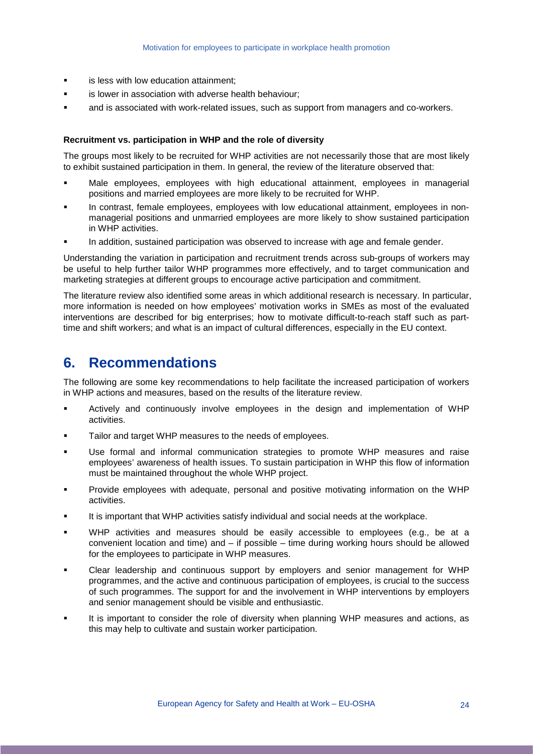- is less with low education attainment;
- is lower in association with adverse health behaviour;
- and is associated with work-related issues, such as support from managers and co-workers.

**Recruitment vs. participation in WHP and the role of diversity**

The groups most likely to be recruited for WHP activities are not necessarily those that are most likely to exhibit sustained participation in them. In general, the review of the literature observed that:

- Male employees, employees with high educational attainment, employees in managerial positions and married employees are more likely to be recruited for WHP.
- In contrast, female employees, employees with low educational attainment, employees in non-managerial positions and unmarried employees are more likely to show sustained participation in WHP activities.
- In addition, sustained participation was observed to increase with age and female gender.

Understanding the variation in participation and recruitment trends across sub-groups of workers may be useful to help further tailor WHP programmes more effectively, and to target communication and marketing strategies at different groups to encourage active participation and commitment.

The literature review also identified some areas in which additional research is necessary. In particular, more information is needed on how employees' motivation works in SMEs as most of the evaluated interventions are described for big enterprises; how to motivate difficult-to-reach staff such as part-time and shift workers; and what is an impact of cultural differences, especially in the EU context.

# 6. Recommendations

The following are some key recommendations to help facilitate the increased participation of workers in WHP actions and measures, based on the results of the literature review.

- Actively and continuously involve employees in the design and implementation of WHP activities.
- Tailor and target WHP measures to the needs of employees.
- Use formal and informal communication strategies to promote WHP measures and raise employees' awareness of health issues. To sustain participation in WHP this flow of information must be maintained throughout the whole WHP project.
- Provide employees with adequate, personal and positive motivating information on the WHP activities.
- It is important that WHP activities satisfy individual and social needs at the workplace.
- WHP activities and measures should be easily accessible to employees (e.g., be at a convenient location and time) and – if possible – time during working hours should be allowed for the employees to participate in WHP measures.
- Clear leadership and continuous support by employers and senior management for WHP programmes, and the active and continuous participation of employees, is crucial to the success of such programmes. The support for and the involvement in WHP interventions by employers and senior management should be visible and enthusiastic.
- It is important to consider the role of diversity when planning WHP measures and actions, as this may help to cultivate and sustain worker participation.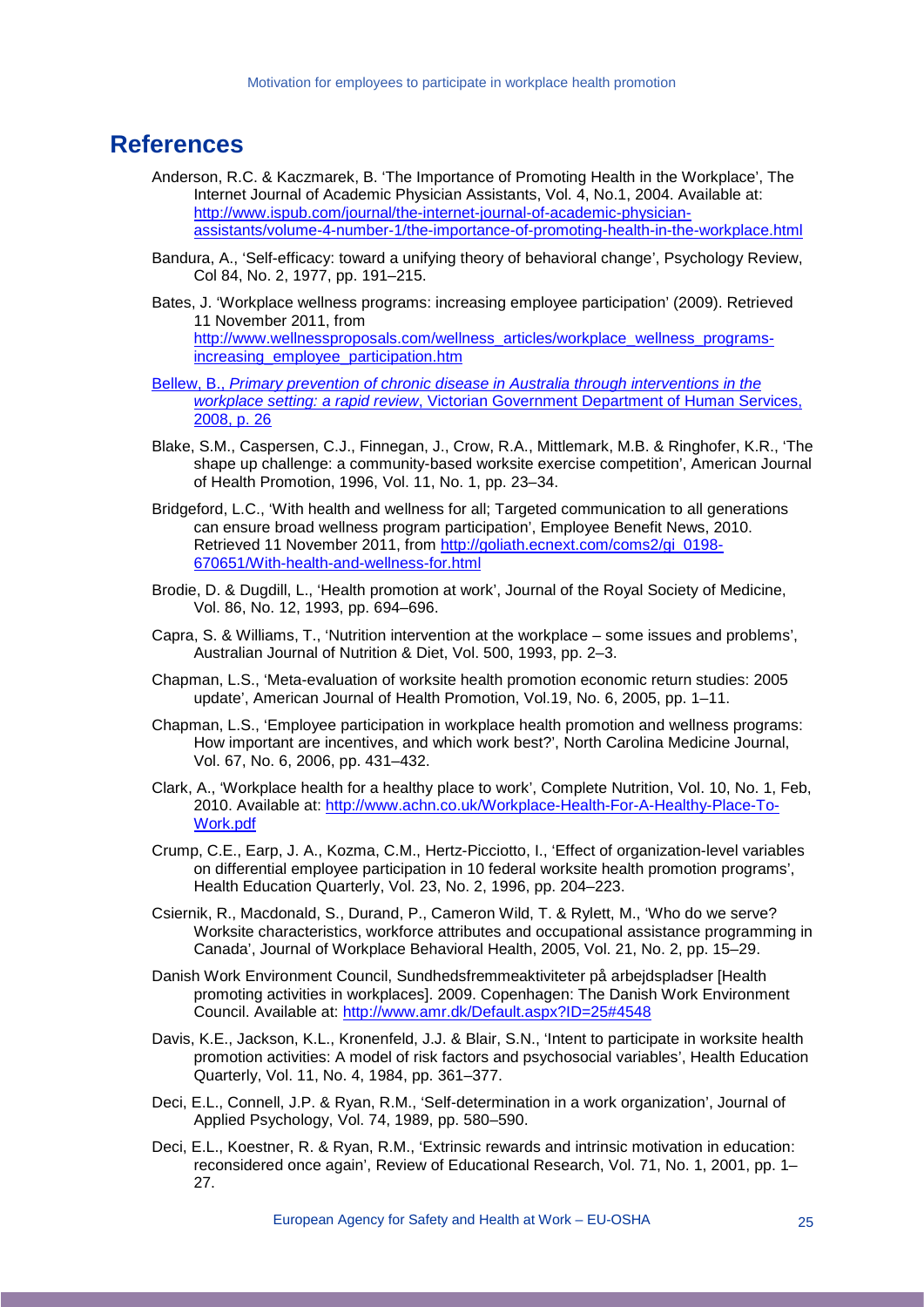# References

Anderson, R.C. & Kaczmarek, B. 'The Importance of Promoting Health in the Workplace', The Internet Journal of Academic Physician Assistants, Vol. 4, No.1, 2004. Available at: http://www.ispub.com/journal/the-internet-journal-of-academic-physician-assistants/volume-4-number-1/the-importance-of-promoting-health-in-the-workplace.html

Bandura, A., 'Self-efficacy: toward a unifying theory of behavioral change', Psychology Review, Col 84, No. 2, 1977, pp. 191–215.

Bates, J. 'Workplace wellness programs: increasing employee participation' (2009). Retrieved 11 November 2011, from http://www.wellnessproposals.com/wellness_articles/workplace_wellness_programs-increasing_employee_participation.htm

Bellew, B., *Primary prevention of chronic disease in Australia through interventions in the workplace setting: a rapid review*, Victorian Government Department of Human Services, 2008, p. 26

Blake, S.M., Caspersen, C.J., Finnegan, J., Crow, R.A., Mittlemark, M.B. & Ringhofer, K.R., 'The shape up challenge: a community-based worksite exercise competition', American Journal of Health Promotion, 1996, Vol. 11, No. 1, pp. 23–34.

Bridgeford, L.C., 'With health and wellness for all; Targeted communication to all generations can ensure broad wellness program participation', Employee Benefit News, 2010. Retrieved 11 November 2011, from http://goliath.ecnext.com/coms2/gi_0198-670651/With-health-and-wellness-for.html

Brodie, D. & Dugdill, L., 'Health promotion at work', Journal of the Royal Society of Medicine, Vol. 86, No. 12, 1993, pp. 694–696.

Capra, S. & Williams, T., 'Nutrition intervention at the workplace – some issues and problems', Australian Journal of Nutrition & Diet, Vol. 500, 1993, pp. 2–3.

Chapman, L.S., 'Meta-evaluation of worksite health promotion economic return studies: 2005 update', American Journal of Health Promotion, Vol.19, No. 6, 2005, pp. 1–11.

Chapman, L.S., 'Employee participation in workplace health promotion and wellness programs: How important are incentives, and which work best?', North Carolina Medicine Journal, Vol. 67, No. 6, 2006, pp. 431–432.

Clark, A., 'Workplace health for a healthy place to work', Complete Nutrition, Vol. 10, No. 1, Feb, 2010. Available at: http://www.achn.co.uk/Workplace-Health-For-A-Healthy-Place-To-Work.pdf

Crump, C.E., Earp, J. A., Kozma, C.M., Hertz-Picciotto, I., 'Effect of organization-level variables on differential employee participation in 10 federal worksite health promotion programs', Health Education Quarterly, Vol. 23, No. 2, 1996, pp. 204–223.

Csiernik, R., Macdonald, S., Durand, P., Cameron Wild, T. & Rylett, M., 'Who do we serve? Worksite characteristics, workforce attributes and occupational assistance programming in Canada', Journal of Workplace Behavioral Health, 2005, Vol. 21, No. 2, pp. 15–29.

Danish Work Environment Council, Sundhedsfremmeaktiviteter på arbejdspladser [Health promoting activities in workplaces]. 2009. Copenhagen: The Danish Work Environment Council. Available at: http://www.amr.dk/Default.aspx?ID=25#4548

Davis, K.E., Jackson, K.L., Kronenfeld, J.J. & Blair, S.N., 'Intent to participate in worksite health promotion activities: A model of risk factors and psychosocial variables', Health Education Quarterly, Vol. 11, No. 4, 1984, pp. 361–377.

Deci, E.L., Connell, J.P. & Ryan, R.M., 'Self-determination in a work organization', Journal of Applied Psychology, Vol. 74, 1989, pp. 580–590.

Deci, E.L., Koestner, R. & Ryan, R.M., 'Extrinsic rewards and intrinsic motivation in education: reconsidered once again', Review of Educational Research, Vol. 71, No. 1, 2001, pp. 1–27.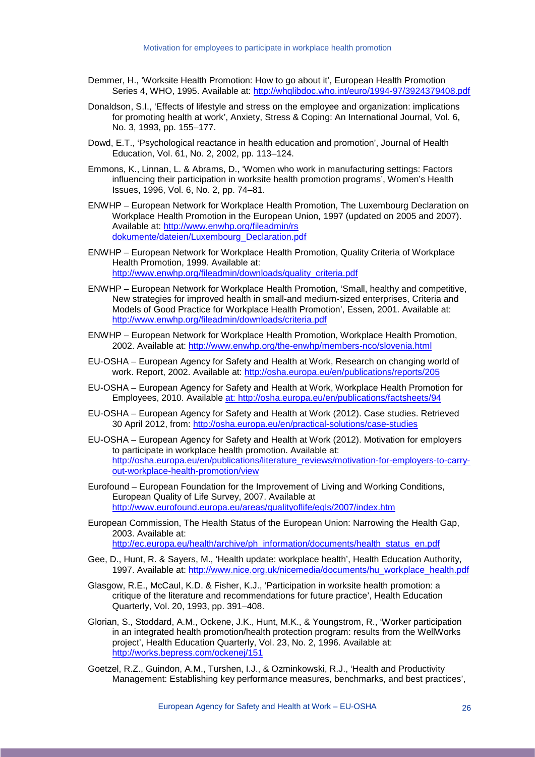Demmer, H., 'Worksite Health Promotion: How to go about it', European Health Promotion Series 4, WHO, 1995. Available at: http://whqlibdoc.who.int/euro/1994-97/3924379408.pdf

Donaldson, S.I., 'Effects of lifestyle and stress on the employee and organization: implications for promoting health at work', Anxiety, Stress & Coping: An International Journal, Vol. 6, No. 3, 1993, pp. 155–177.

Dowd, E.T., 'Psychological reactance in health education and promotion', Journal of Health Education, Vol. 61, No. 2, 2002, pp. 113–124.

Emmons, K., Linnan, L. & Abrams, D., 'Women who work in manufacturing settings: Factors influencing their participation in worksite health promotion programs', Women's Health Issues, 1996, Vol. 6, No. 2, pp. 74–81.

ENWHP – European Network for Workplace Health Promotion, The Luxembourg Declaration on Workplace Health Promotion in the European Union, 1997 (updated on 2005 and 2007). Available at: http://www.enwhp.org/fileadmin/rs dokumente/dateien/Luxembourg_Declaration.pdf

ENWHP – European Network for Workplace Health Promotion, Quality Criteria of Workplace Health Promotion, 1999. Available at: http://www.enwhp.org/fileadmin/downloads/quality_criteria.pdf

ENWHP – European Network for Workplace Health Promotion, 'Small, healthy and competitive, New strategies for improved health in small-and medium-sized enterprises, Criteria and Models of Good Practice for Workplace Health Promotion', Essen, 2001. Available at: http://www.enwhp.org/fileadmin/downloads/criteria.pdf

ENWHP – European Network for Workplace Health Promotion, Workplace Health Promotion, 2002. Available at: http://www.enwhp.org/the-enwhp/members-nco/slovenia.html

EU-OSHA – European Agency for Safety and Health at Work, Research on changing world of work. Report, 2002. Available at: http://osha.europa.eu/en/publications/reports/205

EU-OSHA – European Agency for Safety and Health at Work, Workplace Health Promotion for Employees, 2010. Available at: http://osha.europa.eu/en/publications/factsheets/94

EU-OSHA – European Agency for Safety and Health at Work (2012). Case studies. Retrieved 30 April 2012, from: http://osha.europa.eu/en/practical-solutions/case-studies

EU-OSHA – European Agency for Safety and Health at Work (2012). Motivation for employers to participate in workplace health promotion. Available at: http://osha.europa.eu/en/publications/literature_reviews/motivation-for-employers-to-carry-out-workplace-health-promotion/view

Eurofound – European Foundation for the Improvement of Living and Working Conditions, European Quality of Life Survey, 2007. Available at http://www.eurofound.europa.eu/areas/qualityoflife/eqls/2007/index.htm

European Commission, The Health Status of the European Union: Narrowing the Health Gap, 2003. Available at: http://ec.europa.eu/health/archive/ph_information/documents/health_status_en.pdf

Gee, D., Hunt, R. & Sayers, M., 'Health update: workplace health', Health Education Authority, 1997. Available at: http://www.nice.org.uk/nicemedia/documents/hu_workplace_health.pdf

Glasgow, R.E., McCaul, K.D. & Fisher, K.J., 'Participation in worksite health promotion: a critique of the literature and recommendations for future practice', Health Education Quarterly, Vol. 20, 1993, pp. 391–408.

Glorian, S., Stoddard, A.M., Ockene, J.K., Hunt, M.K., & Youngstrom, R., 'Worker participation in an integrated health promotion/health protection program: results from the WellWorks project', Health Education Quarterly, Vol. 23, No. 2, 1996. Available at: http://works.bepress.com/ockenej/151

Goetzel, R.Z., Guindon, A.M., Turshen, I.J., & Ozminkowski, R.J., 'Health and Productivity Management: Establishing key performance measures, benchmarks, and best practices',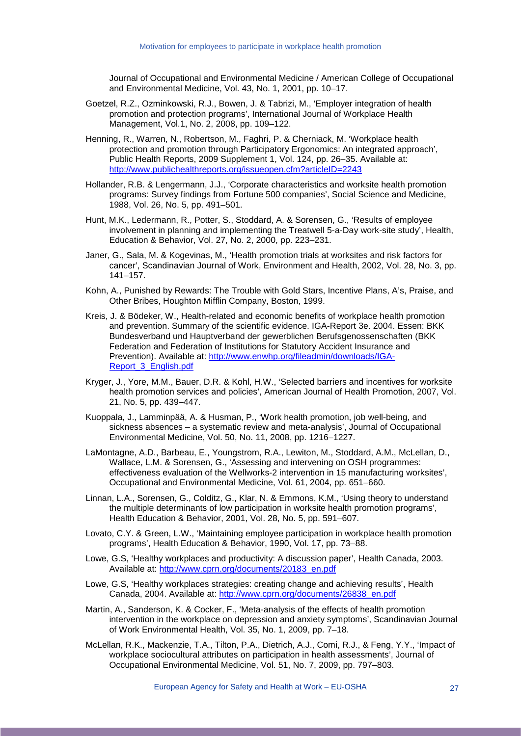Journal of Occupational and Environmental Medicine / American College of Occupational and Environmental Medicine, Vol. 43, No. 1, 2001, pp. 10–17.

Goetzel, R.Z., Ozminkowski, R.J., Bowen, J. & Tabrizi, M., 'Employer integration of health promotion and protection programs', International Journal of Workplace Health Management, Vol.1, No. 2, 2008, pp. 109–122.

Henning, R., Warren, N., Robertson, M., Faghri, P. & Cherniack, M. 'Workplace health protection and promotion through Participatory Ergonomics: An integrated approach', Public Health Reports, 2009 Supplement 1, Vol. 124, pp. 26–35. Available at: http://www.publichealthreports.org/issueopen.cfm?articleID=2243

Hollander, R.B. & Lengermann, J.J., 'Corporate characteristics and worksite health promotion programs: Survey findings from Fortune 500 companies', Social Science and Medicine, 1988, Vol. 26, No. 5, pp. 491–501.

Hunt, M.K., Ledermann, R., Potter, S., Stoddard, A. & Sorensen, G., 'Results of employee involvement in planning and implementing the Treatwell 5-a-Day work-site study', Health, Education & Behavior, Vol. 27, No. 2, 2000, pp. 223–231.

Janer, G., Sala, M. & Kogevinas, M., 'Health promotion trials at worksites and risk factors for cancer', Scandinavian Journal of Work, Environment and Health, 2002, Vol. 28, No. 3, pp. 141–157.

Kohn, A., Punished by Rewards: The Trouble with Gold Stars, Incentive Plans, A's, Praise, and Other Bribes, Houghton Mifflin Company, Boston, 1999.

Kreis, J. & Bödeker, W., Health-related and economic benefits of workplace health promotion and prevention. Summary of the scientific evidence. IGA-Report 3e. 2004. Essen: BKK Bundesverband und Hauptverband der gewerblichen Berufsgenossenschaften (BKK Federation and Federation of Institutions for Statutory Accident Insurance and Prevention). Available at: http://www.enwhp.org/fileadmin/downloads/IGA-Report_3_English.pdf

Kryger, J., Yore, M.M., Bauer, D.R. & Kohl, H.W., 'Selected barriers and incentives for worksite health promotion services and policies', American Journal of Health Promotion, 2007, Vol. 21, No. 5, pp. 439–447.

Kuoppala, J., Lamminpää, A. & Husman, P., 'Work health promotion, job well-being, and sickness absences – a systematic review and meta-analysis', Journal of Occupational Environmental Medicine, Vol. 50, No. 11, 2008, pp. 1216–1227.

LaMontagne, A.D., Barbeau, E., Youngstrom, R.A., Lewiton, M., Stoddard, A.M., McLellan, D., Wallace, L.M. & Sorensen, G., 'Assessing and intervening on OSH programmes: effectiveness evaluation of the Wellworks-2 intervention in 15 manufacturing worksites', Occupational and Environmental Medicine, Vol. 61, 2004, pp. 651–660.

Linnan, L.A., Sorensen, G., Colditz, G., Klar, N. & Emmons, K.M., 'Using theory to understand the multiple determinants of low participation in worksite health promotion programs', Health Education & Behavior, 2001, Vol. 28, No. 5, pp. 591–607.

Lovato, C.Y. & Green, L.W., 'Maintaining employee participation in workplace health promotion programs', Health Education & Behavior, 1990, Vol. 17, pp. 73–88.

Lowe, G.S, 'Healthy workplaces and productivity: A discussion paper', Health Canada, 2003. Available at: http://www.cprn.org/documents/20183_en.pdf

Lowe, G.S, 'Healthy workplaces strategies: creating change and achieving results', Health Canada, 2004. Available at: http://www.cprn.org/documents/26838_en.pdf

Martin, A., Sanderson, K. & Cocker, F., 'Meta-analysis of the effects of health promotion intervention in the workplace on depression and anxiety symptoms', Scandinavian Journal of Work Environmental Health, Vol. 35, No. 1, 2009, pp. 7–18.

McLellan, R.K., Mackenzie, T.A., Tilton, P.A., Dietrich, A.J., Comi, R.J., & Feng, Y.Y., 'Impact of workplace sociocultural attributes on participation in health assessments', Journal of Occupational Environmental Medicine, Vol. 51, No. 7, 2009, pp. 797–803.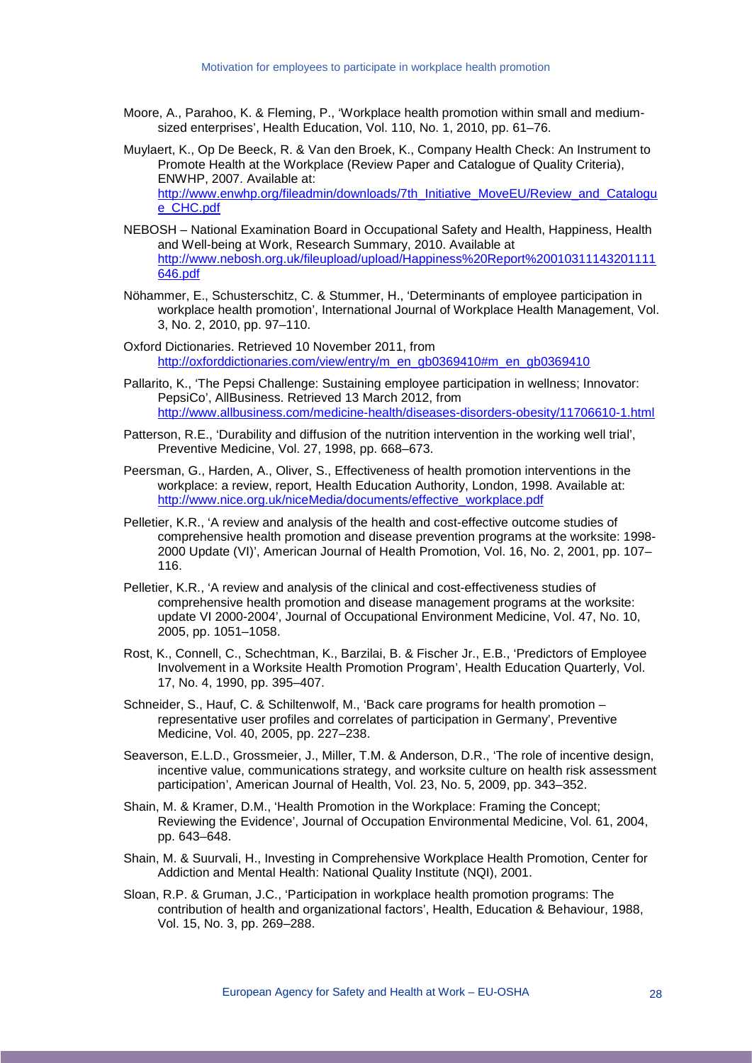Moore, A., Parahoo, K. & Fleming, P., 'Workplace health promotion within small and medium-sized enterprises', Health Education, Vol. 110, No. 1, 2010, pp. 61–76.

Muylaert, K., Op De Beeck, R. & Van den Broek, K., Company Health Check: An Instrument to Promote Health at the Workplace (Review Paper and Catalogue of Quality Criteria), ENWHP, 2007. Available at: http://www.enwhp.org/fileadmin/downloads/7th_Initiative_MoveEU/Review_and_Catalogue_CHC.pdf

NEBOSH – National Examination Board in Occupational Safety and Health, Happiness, Health and Well-being at Work, Research Summary, 2010. Available at http://www.nebosh.org.uk/fileupload/upload/Happiness%20Report%20010311143201111646.pdf

Nöhammer, E., Schusterschitz, C. & Stummer, H., 'Determinants of employee participation in workplace health promotion', International Journal of Workplace Health Management, Vol. 3, No. 2, 2010, pp. 97–110.

Oxford Dictionaries. Retrieved 10 November 2011, from http://oxforddictionaries.com/view/entry/m_en_gb0369410#m_en_gb0369410

Pallarito, K., 'The Pepsi Challenge: Sustaining employee participation in wellness; Innovator: PepsiCo', AllBusiness. Retrieved 13 March 2012, from http://www.allbusiness.com/medicine-health/diseases-disorders-obesity/11706610-1.html

Patterson, R.E., 'Durability and diffusion of the nutrition intervention in the working well trial', Preventive Medicine, Vol. 27, 1998, pp. 668–673.

Peersman, G., Harden, A., Oliver, S., Effectiveness of health promotion interventions in the workplace: a review, report, Health Education Authority, London, 1998. Available at: http://www.nice.org.uk/niceMedia/documents/effective_workplace.pdf

Pelletier, K.R., 'A review and analysis of the health and cost-effective outcome studies of comprehensive health promotion and disease prevention programs at the worksite: 1998-2000 Update (VI)', American Journal of Health Promotion, Vol. 16, No. 2, 2001, pp. 107–116.

Pelletier, K.R., 'A review and analysis of the clinical and cost-effectiveness studies of comprehensive health promotion and disease management programs at the worksite: update VI 2000-2004', Journal of Occupational Environment Medicine, Vol. 47, No. 10, 2005, pp. 1051–1058.

Rost, K., Connell, C., Schechtman, K., Barzilai, B. & Fischer Jr., E.B., 'Predictors of Employee Involvement in a Worksite Health Promotion Program', Health Education Quarterly, Vol. 17, No. 4, 1990, pp. 395–407.

Schneider, S., Hauf, C. & Schiltenwolf, M., 'Back care programs for health promotion – representative user profiles and correlates of participation in Germany', Preventive Medicine, Vol. 40, 2005, pp. 227–238.

Seaverson, E.L.D., Grossmeier, J., Miller, T.M. & Anderson, D.R., 'The role of incentive design, incentive value, communications strategy, and worksite culture on health risk assessment participation', American Journal of Health, Vol. 23, No. 5, 2009, pp. 343–352.

Shain, M. & Kramer, D.M., 'Health Promotion in the Workplace: Framing the Concept; Reviewing the Evidence', Journal of Occupation Environmental Medicine, Vol. 61, 2004, pp. 643–648.

Shain, M. & Suurvali, H., Investing in Comprehensive Workplace Health Promotion, Center for Addiction and Mental Health: National Quality Institute (NQI), 2001.

Sloan, R.P. & Gruman, J.C., 'Participation in workplace health promotion programs: The contribution of health and organizational factors', Health, Education & Behaviour, 1988, Vol. 15, No. 3, pp. 269–288.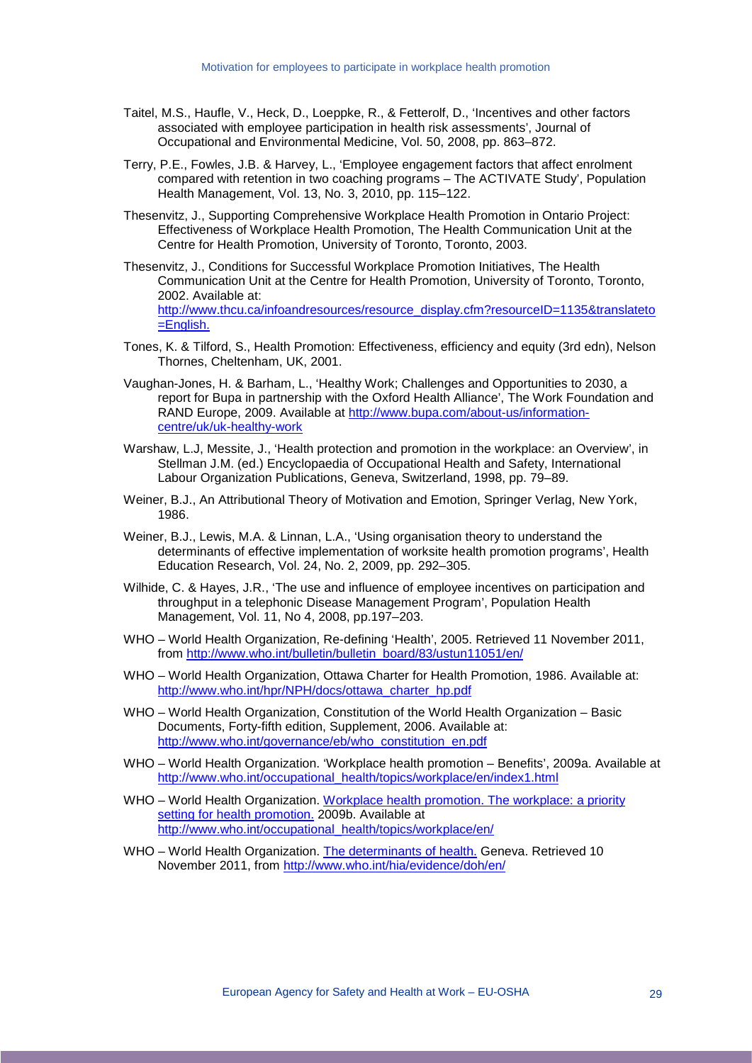Taitel, M.S., Haufle, V., Heck, D., Loeppke, R., & Fetterolf, D., 'Incentives and other factors associated with employee participation in health risk assessments', Journal of Occupational and Environmental Medicine, Vol. 50, 2008, pp. 863–872.

Terry, P.E., Fowles, J.B. & Harvey, L., 'Employee engagement factors that affect enrolment compared with retention in two coaching programs – The ACTIVATE Study', Population Health Management, Vol. 13, No. 3, 2010, pp. 115–122.

Thesenvitz, J., Supporting Comprehensive Workplace Health Promotion in Ontario Project: Effectiveness of Workplace Health Promotion, The Health Communication Unit at the Centre for Health Promotion, University of Toronto, Toronto, 2003.

Thesenvitz, J., Conditions for Successful Workplace Promotion Initiatives, The Health Communication Unit at the Centre for Health Promotion, University of Toronto, Toronto, 2002. Available at: http://www.thcu.ca/infoandresources/resource_display.cfm?resourceID=1135&translateto=English.

Tones, K. & Tilford, S., Health Promotion: Effectiveness, efficiency and equity (3rd edn), Nelson Thornes, Cheltenham, UK, 2001.

Vaughan-Jones, H. & Barham, L., 'Healthy Work; Challenges and Opportunities to 2030, a report for Bupa in partnership with the Oxford Health Alliance', The Work Foundation and RAND Europe, 2009. Available at http://www.bupa.com/about-us/information-centre/uk/uk-healthy-work

Warshaw, L.J, Messite, J., 'Health protection and promotion in the workplace: an Overview', in Stellman J.M. (ed.) Encyclopaedia of Occupational Health and Safety, International Labour Organization Publications, Geneva, Switzerland, 1998, pp. 79–89.

Weiner, B.J., An Attributional Theory of Motivation and Emotion, Springer Verlag, New York, 1986.

Weiner, B.J., Lewis, M.A. & Linnan, L.A., 'Using organisation theory to understand the determinants of effective implementation of worksite health promotion programs', Health Education Research, Vol. 24, No. 2, 2009, pp. 292–305.

Wilhide, C. & Hayes, J.R., 'The use and influence of employee incentives on participation and throughput in a telephonic Disease Management Program', Population Health Management, Vol. 11, No 4, 2008, pp.197–203.

WHO – World Health Organization, Re-defining 'Health', 2005. Retrieved 11 November 2011, from http://www.who.int/bulletin/bulletin_board/83/ustun11051/en/

WHO – World Health Organization, Ottawa Charter for Health Promotion, 1986. Available at: http://www.who.int/hpr/NPH/docs/ottawa_charter_hp.pdf

WHO – World Health Organization, Constitution of the World Health Organization – Basic Documents, Forty-fifth edition, Supplement, 2006. Available at: http://www.who.int/governance/eb/who_constitution_en.pdf

WHO – World Health Organization. 'Workplace health promotion – Benefits', 2009a. Available at http://www.who.int/occupational_health/topics/workplace/en/index1.html

WHO – World Health Organization. Workplace health promotion. The workplace: a priority setting for health promotion. 2009b. Available at http://www.who.int/occupational_health/topics/workplace/en/

WHO – World Health Organization. The determinants of health. Geneva. Retrieved 10 November 2011, from http://www.who.int/hia/evidence/doh/en/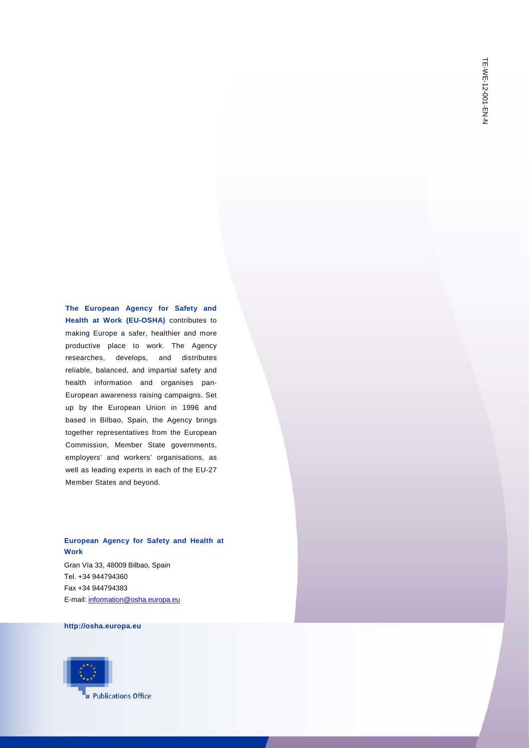TE-WE-12-001-EN-N

**The European Agency for Safety and Health at Work (EU-OSHA)** contributes to making Europe a safer, healthier and more productive place to work. The Agency researches, develops, and distributes reliable, balanced, and impartial safety and health information and organises pan-European awareness raising campaigns. Set up by the European Union in 1996 and based in Bilbao, Spain, the Agency brings together representatives from the European Commission, Member State governments, employers' and workers' organisations, as well as leading experts in each of the EU-27 Member States and beyond.

**European Agency for Safety and Health at Work**

Gran Vía 33, 48009 Bilbao, Spain
Tel. +34 944794360
Fax +34 944794383
E-mail: information@osha.europa.eu

**http://osha.europa.eu**

Publications Office